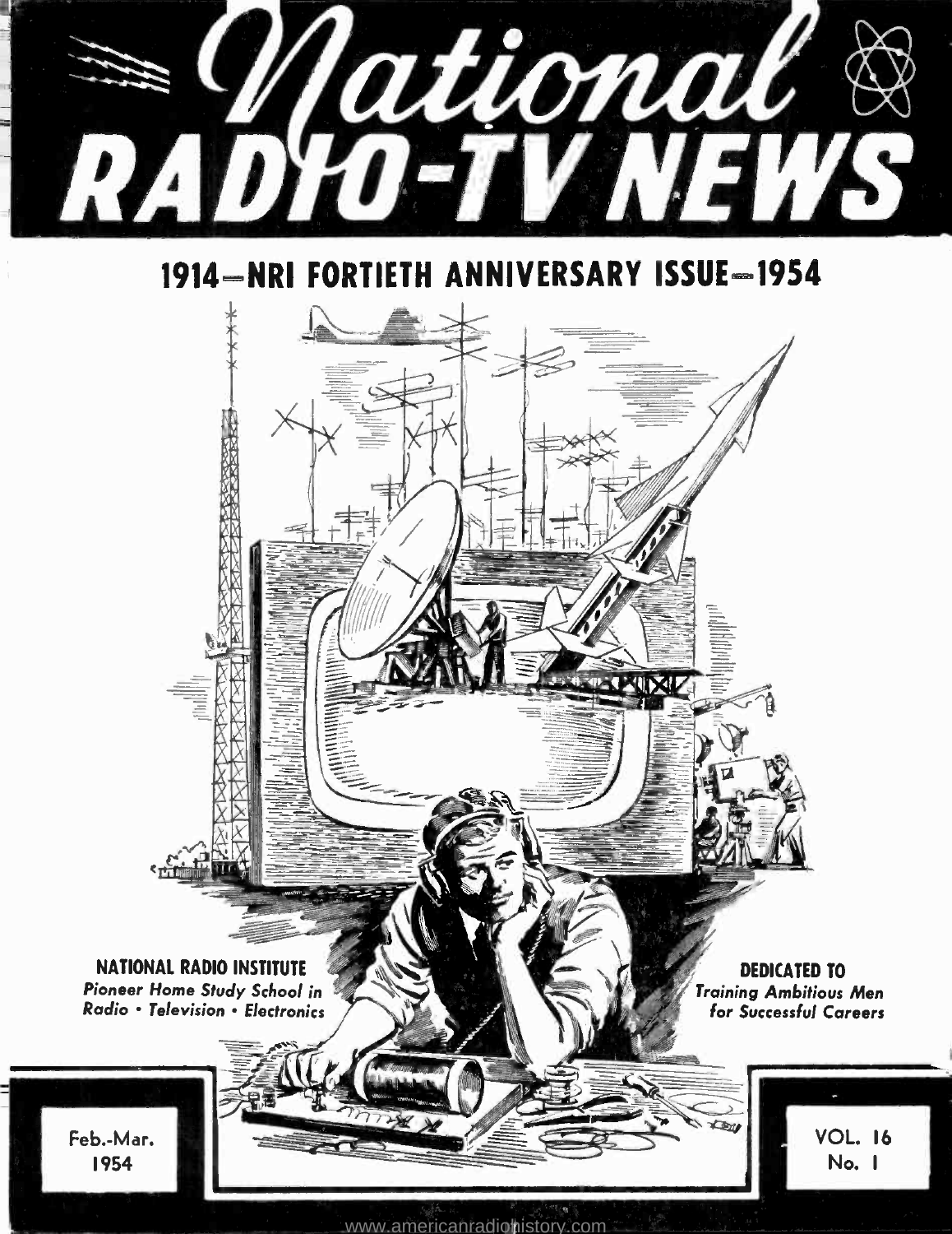# National RADIO-TV NEWS

## 1914—NRI FORTIETH ANNIVERSARY ISSUE—1954

**NATIONAL RADIO INSTITUTE**
*Pioneer Home Study School in Radio • Television • Electronics*

**DEDICATED TO**
*Training Ambitious Men for Successful Careers*

Feb.-Mar. 1954

VOL. 16 No. 1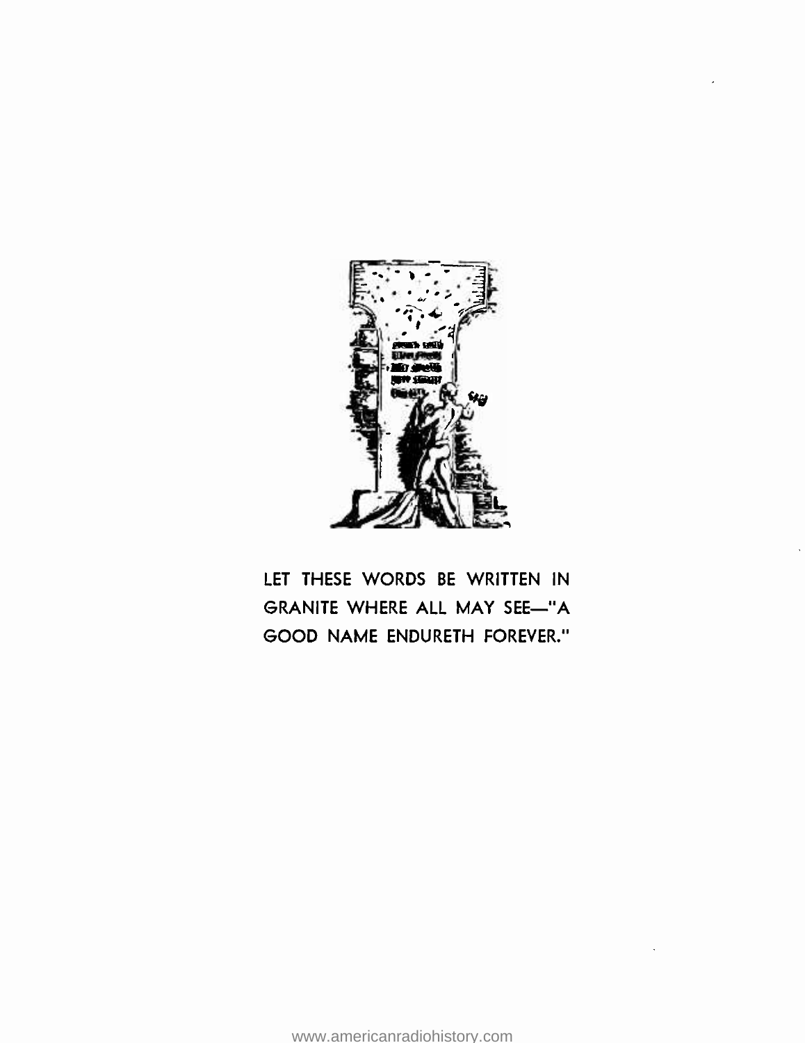LET THESE WORDS BE WRITTEN IN GRANITE WHERE ALL MAY SEE—"A GOOD NAME ENDURETH FOREVER."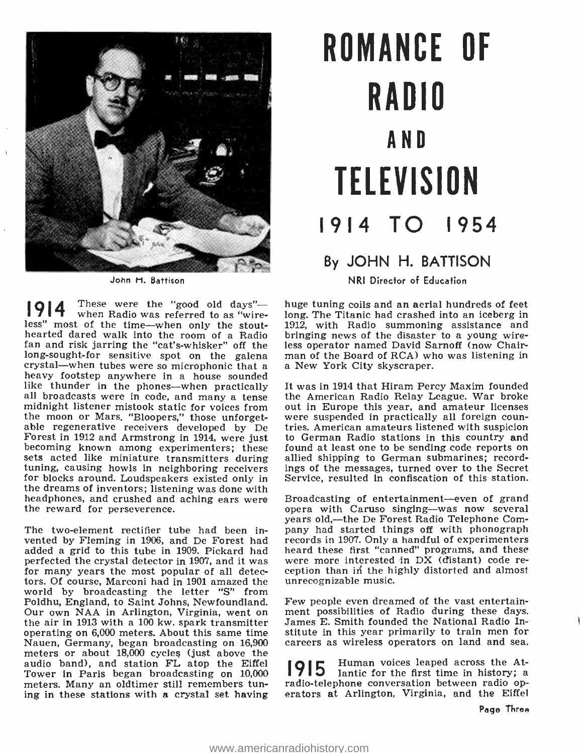# ROMANCE OF RADIO AND TELEVISION

## 1914 TO 1954

### By JOHN H. BATTISON

NRI Director of Education

John H. Battison

**1914** These were the "good old days"—when Radio was referred to as "wireless" most of the time—when only the stout-hearted dared walk into the room of a Radio fan and risk jarring the "cat's-whisker" off the long-sought-for sensitive spot on the galena crystal—when tubes were so microphonic that a heavy footstep anywhere in a house sounded like thunder in the phones—when practically all broadcasts were in code, and many a tense midnight listener mistook static for voices from the moon or Mars. "Bloopers," those unforgettable regenerative receivers developed by De Forest in 1912 and Armstrong in 1914, were just becoming known among experimenters; these sets acted like miniature transmitters during tuning, causing howls in neighboring receivers for blocks around. Loudspeakers existed only in the dreams of inventors; listening was done with headphones, and crushed and aching ears were the reward for perseverence.

The two-element rectifier tube had been invented by Fleming in 1906, and De Forest had added a grid to this tube in 1909. Pickard had perfected the crystal detector in 1907, and it was for many years the most popular of all detectors. Of course, Marconi had in 1901 amazed the world by broadcasting the letter "S" from Poldhu, England, to Saint Johns, Newfoundland. Our own NAA in Arlington, Virginia, went on the air in 1913 with a 100 kw. spark transmitter operating on 6,000 meters. About this same time Nauen, Germany, began broadcasting on 16,900 meters or about 18,000 cycles (just above the audio band), and station FL atop the Eiffel Tower in Paris began broadcasting on 10,000 meters. Many an oldtimer still remembers tuning in these stations with a crystal set having huge tuning coils and an aerial hundreds of feet long. The Titanic had crashed into an iceberg in 1912, with Radio summoning assistance and bringing news of the disaster to a young wireless operator named David Sarnoff (now Chairman of the Board of RCA) who was listening in a New York City skyscraper.

It was in 1914 that Hiram Percy Maxim founded the American Radio Relay League. War broke out in Europe this year, and amateur licenses were suspended in practically all foreign countries. American amateurs listened with suspicion to German Radio stations in this country and found at least one to be sending code reports on allied shipping to German submarines; recordings of the messages, turned over to the Secret Service, resulted in confiscation of this station.

Broadcasting of entertainment—even of grand opera with Caruso singing—was now several years old,—the De Forest Radio Telephone Company had started things off with phonograph records in 1907. Only a handful of experimenters heard these first "canned" programs, and these were more interested in DX (distant) code reception than in the highly distorted and almost unrecognizable music.

Few people even dreamed of the vast entertainment possibilities of Radio during these days. James E. Smith founded the National Radio Institute in this year primarily to train men for careers as wireless operators on land and sea.

**1915** Human voices leaped across the Atlantic for the first time in history; a radio-telephone conversation between radio operators at Arlington, Virginia, and the Eiffel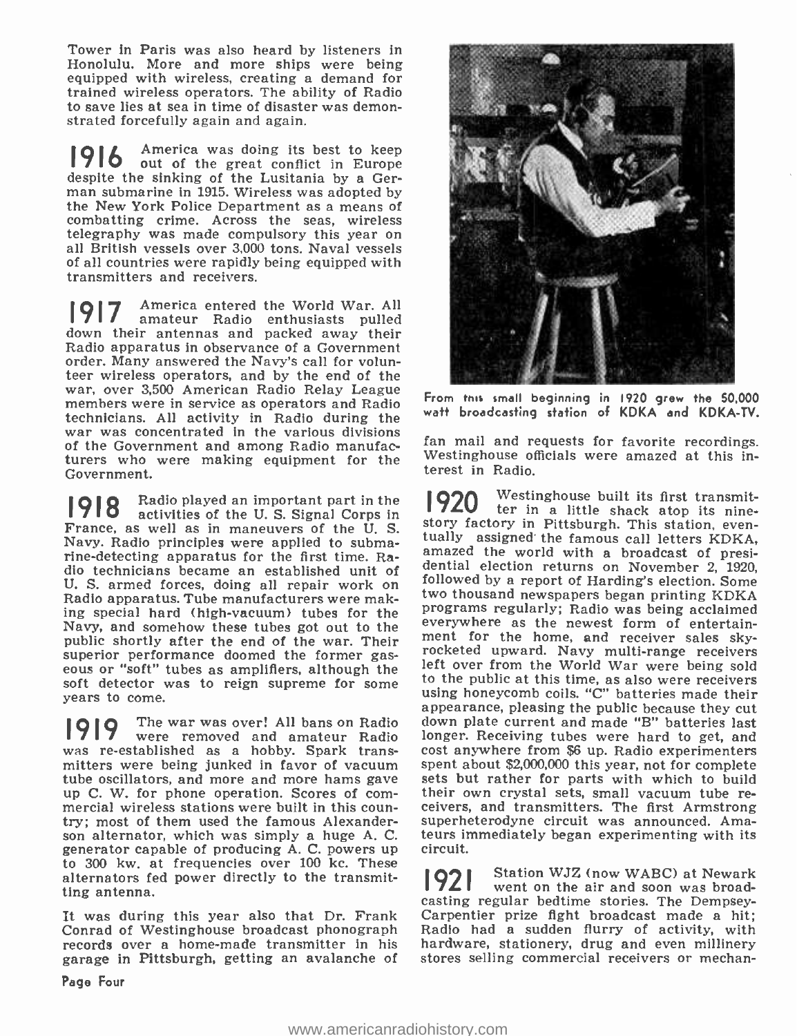Tower in Paris was also heard by listeners in Honolulu. More and more ships were being equipped with wireless, creating a demand for trained wireless operators. The ability of Radio to save lies at sea in time of disaster was demonstrated forcefully again and again.

**1916** America was doing its best to keep out of the great conflict in Europe despite the sinking of the Lusitania by a German submarine in 1915. Wireless was adopted by the New York Police Department as a means of combatting crime. Across the seas, wireless telegraphy was made compulsory this year on all British vessels over 3,000 tons. Naval vessels of all countries were rapidly being equipped with transmitters and receivers.

**1917** America entered the World War. All amateur Radio enthusiasts pulled down their antennas and packed away their Radio apparatus in observance of a Government order. Many answered the Navy's call for volunteer wireless operators, and by the end of the war, over 3,500 American Radio Relay League members were in service as operators and Radio technicians. All activity in Radio during the war was concentrated in the various divisions of the Government and among Radio manufacturers who were making equipment for the Government.

**1918** Radio played an important part in the activities of the U. S. Signal Corps in France, as well as in maneuvers of the U. S. Navy. Radio principles were applied to submarine-detecting apparatus for the first time. Radio technicians became an established unit of U. S. armed forces, doing all repair work on Radio apparatus. Tube manufacturers were making special hard (high-vacuum) tubes for the Navy, and somehow these tubes got out to the public shortly after the end of the war. Their superior performance doomed the former gaseous or "soft" tubes as amplifiers, although the soft detector was to reign supreme for some years to come.

**1919** The war was over! All bans on Radio were removed and amateur Radio was re-established as a hobby. Spark transmitters were being junked in favor of vacuum tube oscillators, and more and more hams gave up C. W. for phone operation. Scores of commercial wireless stations were built in this country; most of them used the famous Alexanderson alternator, which was simply a huge A. C. generator capable of producing A. C. powers up to 300 kw. at frequencies over 100 kc. These alternators fed power directly to the transmitting antenna.

It was during this year also that Dr. Frank Conrad of Westinghouse broadcast phonograph records over a home-made transmitter in his garage in Pittsburgh, getting an avalanche of fan mail and requests for favorite recordings. Westinghouse officials were amazed at this interest in Radio.

From this small beginning in 1920 grew the 50,000 watt broadcasting station of KDKA and KDKA-TV.

**1920** Westinghouse built its first transmitter in a little shack atop its nine-story factory in Pittsburgh. This station, eventually assigned the famous call letters KDKA, amazed the world with a broadcast of presidential election returns on November 2, 1920, followed by a report of Harding's election. Some two thousand newspapers began printing KDKA programs regularly; Radio was being acclaimed everywhere as the newest form of entertainment for the home, and receiver sales skyrocketed upward. Navy multi-range receivers left over from the World War were being sold to the public at this time, as also were receivers using honeycomb coils. "C" batteries made their appearance, pleasing the public because they cut down plate current and made "B" batteries last longer. Receiving tubes were hard to get, and cost anywhere from $6 up. Radio experimenters spent about $2,000,000 this year, not for complete sets but rather for parts with which to build their own crystal sets, small vacuum tube receivers, and transmitters. The first Armstrong superheterodyne circuit was announced. Amateurs immediately began experimenting with its circuit.

**1921** Station WJZ (now WABC) at Newark went on the air and soon was broadcasting regular bedtime stories. The Dempsey-Carpentier prize fight broadcast made a hit; Radio had a sudden flurry of activity, with hardware, stationery, drug and even millinery stores selling commercial receivers or mechan-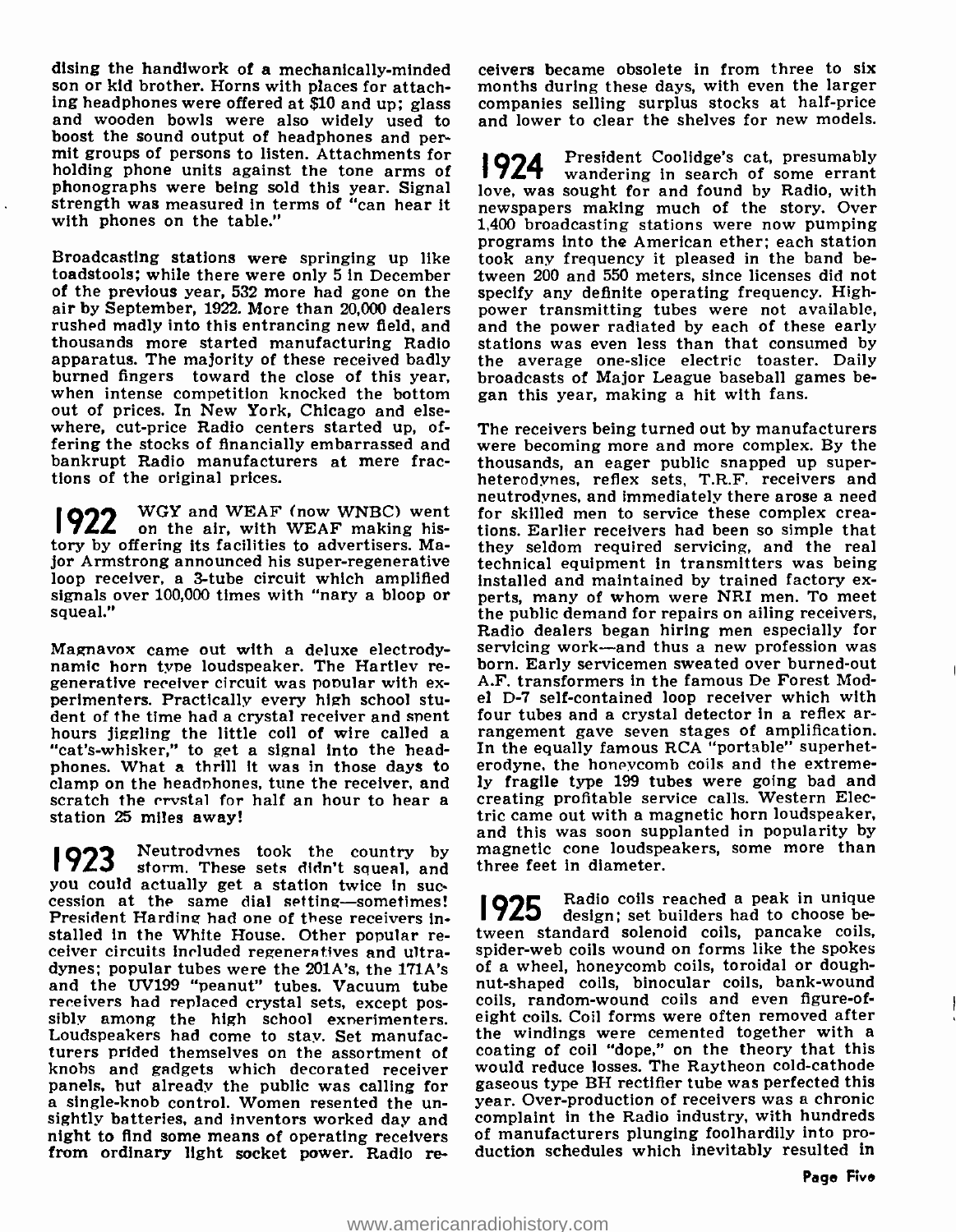dising the handiwork of a mechanically-minded son or kid brother. Horns with places for attaching headphones were offered at $10 and up; glass and wooden bowls were also widely used to boost the sound output of headphones and permit groups of persons to listen. Attachments for holding phone units against the tone arms of phonographs were being sold this year. Signal strength was measured in terms of "can hear it with phones on the table."

Broadcasting stations were springing up like toadstools; while there were only 5 in December of the previous year, 532 more had gone on the air by September, 1922. More than 20,000 dealers rushed madly into this entrancing new field, and thousands more started manufacturing Radio apparatus. The majority of these received badly burned fingers toward the close of this year, when intense competition knocked the bottom out of prices. In New York, Chicago and elsewhere, cut-price Radio centers started up, offering the stocks of financially embarrassed and bankrupt Radio manufacturers at mere fractions of the original prices.

**1922** WGY and WEAF (now WNBC) went on the air, with WEAF making history by offering its facilities to advertisers. Major Armstrong announced his super-regenerative loop receiver, a 3-tube circuit which amplified signals over 100,000 times with "nary a bloop or squeal."

Magnavox came out with a deluxe electrodynamic horn type loudspeaker. The Hartley regenerative receiver circuit was popular with experimenters. Practically every high school student of the time had a crystal receiver and spent hours jiggling the little coil of wire called a "cat's-whisker," to get a signal into the headphones. What a thrill it was in those days to clamp on the headphones, tune the receiver, and scratch the crystal for half an hour to hear a station 25 miles away!

**1923** Neutrodynes took the country by storm. These sets didn't squeal, and you could actually get a station twice in succession at the same dial setting—sometimes! President Harding had one of these receivers installed in the White House. Other popular receiver circuits included regeneratives and ultradynes; popular tubes were the 201A's, the 171A's and the UV199 "peanut" tubes. Vacuum tube receivers had replaced crystal sets, except possibly among the high school experimenters. Loudspeakers had come to stay. Set manufacturers prided themselves on the assortment of knobs and gadgets which decorated receiver panels, but already the public was calling for a single-knob control. Women resented the unsightly batteries, and inventors worked day and night to find some means of operating receivers from ordinary light socket power. Radio receivers became obsolete in from three to six months during these days, with even the larger companies selling surplus stocks at half-price and lower to clear the shelves for new models.

**1924** President Coolidge's cat, presumably wandering in search of some errant love, was sought for and found by Radio, with newspapers making much of the story. Over 1,400 broadcasting stations were now pumping programs into the American ether; each station took any frequency it pleased in the band between 200 and 550 meters, since licenses did not specify any definite operating frequency. High-power transmitting tubes were not available, and the power radiated by each of these early stations was even less than that consumed by the average one-slice electric toaster. Daily broadcasts of Major League baseball games began this year, making a hit with fans.

The receivers being turned out by manufacturers were becoming more and more complex. By the thousands, an eager public snapped up superheterodynes, reflex sets, T.R.F. receivers and neutrodynes, and immediately there arose a need for skilled men to service these complex creations. Earlier receivers had been so simple that they seldom required servicing, and the real technical equipment in transmitters was being installed and maintained by trained factory experts, many of whom were NRI men. To meet the public demand for repairs on ailing receivers, Radio dealers began hiring men especially for servicing work—and thus a new profession was born. Early servicemen sweated over burned-out A.F. transformers in the famous De Forest Model D-7 self-contained loop receiver which with four tubes and a crystal detector in a reflex arrangement gave seven stages of amplification. In the equally famous RCA "portable" superheterodyne, the honeycomb coils and the extremely fragile type 199 tubes were going bad and creating profitable service calls. Western Electric came out with a magnetic horn loudspeaker, and this was soon supplanted in popularity by magnetic cone loudspeakers, some more than three feet in diameter.

**1925** Radio coils reached a peak in unique design; set builders had to choose between standard solenoid coils, pancake coils, spider-web coils wound on forms like the spokes of a wheel, honeycomb coils, toroidal or doughnut-shaped coils, binocular coils, bank-wound coils, random-wound coils and even figure-of-eight coils. Coil forms were often removed after the windings were cemented together with a coating of coil "dope," on the theory that this would reduce losses. The Raytheon cold-cathode gaseous type BH rectifier tube was perfected this year. Over-production of receivers was a chronic complaint in the Radio industry, with hundreds of manufacturers plunging foolhardily into production schedules which inevitably resulted in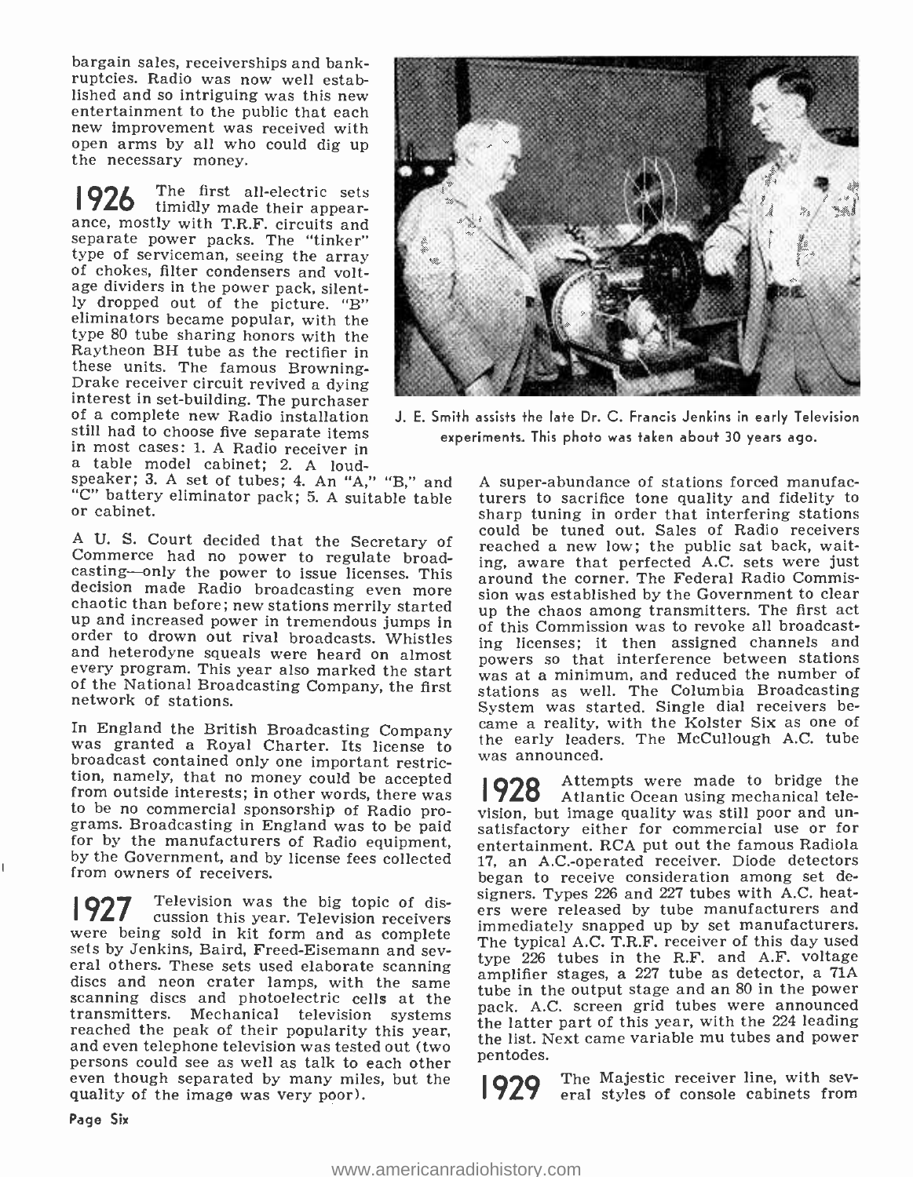bargain sales, receiverships and bankruptcies. Radio was now well established and so intriguing was this new entertainment to the public that each new improvement was received with open arms by all who could dig up the necessary money.

**1926** The first all-electric sets timidly made their appearance, mostly with T.R.F. circuits and separate power packs. The "tinker" type of serviceman, seeing the array of chokes, filter condensers and voltage dividers in the power pack, silently dropped out of the picture. "B" eliminators became popular, with the type 80 tube sharing honors with the Raytheon BH tube as the rectifier in these units. The famous Browning-Drake receiver circuit revived a dying interest in set-building. The purchaser of a complete new Radio installation still had to choose five separate items in most cases: 1. A Radio receiver in a table model cabinet; 2. A loudspeaker; 3. A set of tubes; 4. An "A," "B," and "C" battery eliminator pack; 5. A suitable table or cabinet.

J. E. Smith assists the late Dr. C. Francis Jenkins in early Television experiments. This photo was taken about 30 years ago.

A U. S. Court decided that the Secretary of Commerce had no power to regulate broadcasting—only the power to issue licenses. This decision made Radio broadcasting even more chaotic than before; new stations merrily started up and increased power in tremendous jumps in order to drown out rival broadcasts. Whistles and heterodyne squeals were heard on almost every program. This year also marked the start of the National Broadcasting Company, the first network of stations.

In England the British Broadcasting Company was granted a Royal Charter. Its license to broadcast contained only one important restriction, namely, that no money could be accepted from outside interests; in other words, there was to be no commercial sponsorship of Radio programs. Broadcasting in England was to be paid for by the manufacturers of Radio equipment, by the Government, and by license fees collected from owners of receivers.

**1927** Television was the big topic of discussion this year. Television receivers were being sold in kit form and as complete sets by Jenkins, Baird, Freed-Eisemann and several others. These sets used elaborate scanning discs and neon crater lamps, with the same scanning discs and photoelectric cells at the transmitters. Mechanical television systems reached the peak of their popularity this year, and even telephone television was tested out (two persons could see as well as talk to each other even though separated by many miles, but the quality of the image was very poor).

A super-abundance of stations forced manufacturers to sacrifice tone quality and fidelity to sharp tuning in order that interfering stations could be tuned out. Sales of Radio receivers reached a new low; the public sat back, waiting, aware that perfected A.C. sets were just around the corner. The Federal Radio Commission was established by the Government to clear up the chaos among transmitters. The first act of this Commission was to revoke all broadcasting licenses; it then assigned channels and powers so that interference between stations was at a minimum, and reduced the number of stations as well. The Columbia Broadcasting System was started. Single dial receivers became a reality, with the Kolster Six as one of the early leaders. The McCullough A.C. tube was announced.

**1928** Attempts were made to bridge the Atlantic Ocean using mechanical television, but image quality was still poor and unsatisfactory either for commercial use or for entertainment. RCA put out the famous Radiola 17, an A.C.-operated receiver. Diode detectors began to receive consideration among set designers. Types 226 and 227 tubes with A.C. heaters were released by tube manufacturers and immediately snapped up by set manufacturers. The typical A.C. T.R.F. receiver of this day used type 226 tubes in the R.F. and A.F. voltage amplifier stages, a 227 tube as detector, a 71A tube in the output stage and an 80 in the power pack. A.C. screen grid tubes were announced the latter part of this year, with the 224 leading the list. Next came variable mu tubes and power pentodes.

**1929** The Majestic receiver line, with several styles of console cabinets from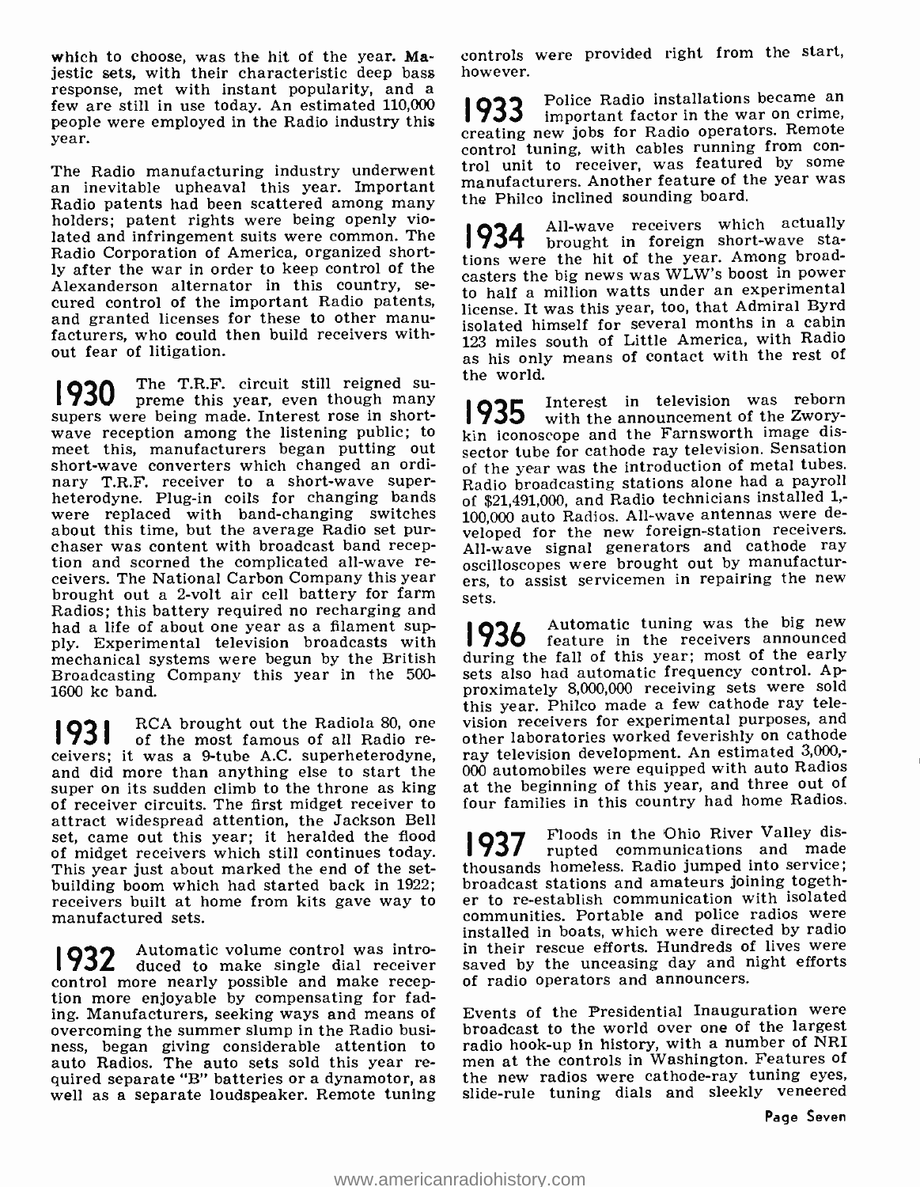which to choose, was the hit of the year. Majestic sets, with their characteristic deep bass response, met with instant popularity, and a few are still in use today. An estimated 110,000 people were employed in the Radio industry this year.

The Radio manufacturing industry underwent an inevitable upheaval this year. Important Radio patents had been scattered among many holders; patent rights were being openly violated and infringement suits were common. The Radio Corporation of America, organized shortly after the war in order to keep control of the Alexanderson alternator in this country, secured control of the important Radio patents, and granted licenses for these to other manufacturers, who could then build receivers without fear of litigation.

**1930** The T.R.F. circuit still reigned supreme this year, even though many supers were being made. Interest rose in shortwave reception among the listening public; to meet this, manufacturers began putting out short-wave converters which changed an ordinary T.R.F. receiver to a short-wave superheterodyne. Plug-in coils for changing bands were replaced with band-changing switches about this time, but the average Radio set purchaser was content with broadcast band reception and scorned the complicated all-wave receivers. The National Carbon Company this year brought out a 2-volt air cell battery for farm Radios; this battery required no recharging and had a life of about one year as a filament supply. Experimental television broadcasts with mechanical systems were begun by the British Broadcasting Company this year in the 500-1600 kc band.

**1931** RCA brought out the Radiola 80, one of the most famous of all Radio receivers; it was a 9-tube A.C. superheterodyne, and did more than anything else to start the super on its sudden climb to the throne as king of receiver circuits. The first midget receiver to attract widespread attention, the Jackson Bell set, came out this year; it heralded the flood of midget receivers which still continues today. This year just about marked the end of the set-building boom which had started back in 1922; receivers built at home from kits gave way to manufactured sets.

**1932** Automatic volume control was introduced to make single dial receiver control more nearly possible and make reception more enjoyable by compensating for fading. Manufacturers, seeking ways and means of overcoming the summer slump in the Radio business, began giving considerable attention to auto Radios. The auto sets sold this year required separate "B" batteries or a dynamotor, as well as a separate loudspeaker. Remote tuning controls were provided right from the start, however.

**1933** Police Radio installations became an important factor in the war on crime, creating new jobs for Radio operators. Remote control tuning, with cables running from control unit to receiver, was featured by some manufacturers. Another feature of the year was the Philco inclined sounding board.

**1934** All-wave receivers which actually brought in foreign short-wave stations were the hit of the year. Among broadcasters the big news was WLW's boost in power to half a million watts under an experimental license. It was this year, too, that Admiral Byrd isolated himself for several months in a cabin 123 miles south of Little America, with Radio as his only means of contact with the rest of the world.

**1935** Interest in television was reborn with the announcement of the Zworykin iconoscope and the Farnsworth image dissector tube for cathode ray television. Sensation of the year was the introduction of metal tubes. Radio broadcasting stations alone had a payroll of $21,491,000, and Radio technicians installed 1,100,000 auto Radios. All-wave antennas were developed for the new foreign-station receivers. All-wave signal generators and cathode ray oscilloscopes were brought out by manufacturers, to assist servicemen in repairing the new sets.

**1936** Automatic tuning was the big new feature in the receivers announced during the fall of this year; most of the early sets also had automatic frequency control. Approximately 8,000,000 receiving sets were sold this year. Philco made a few cathode ray television receivers for experimental purposes, and other laboratories worked feverishly on cathode ray television development. An estimated 3,000,000 automobiles were equipped with auto Radios at the beginning of this year, and three out of four families in this country had home Radios.

**1937** Floods in the Ohio River Valley disrupted communications and made thousands homeless. Radio jumped into service; broadcast stations and amateurs joining together to re-establish communication with isolated communities. Portable and police radios were installed in boats, which were directed by radio in their rescue efforts. Hundreds of lives were saved by the unceasing day and night efforts of radio operators and announcers.

Events of the Presidential Inauguration were broadcast to the world over one of the largest radio hook-up in history, with a number of NRI men at the controls in Washington. Features of the new radios were cathode-ray tuning eyes, slide-rule tuning dials and sleekly veneered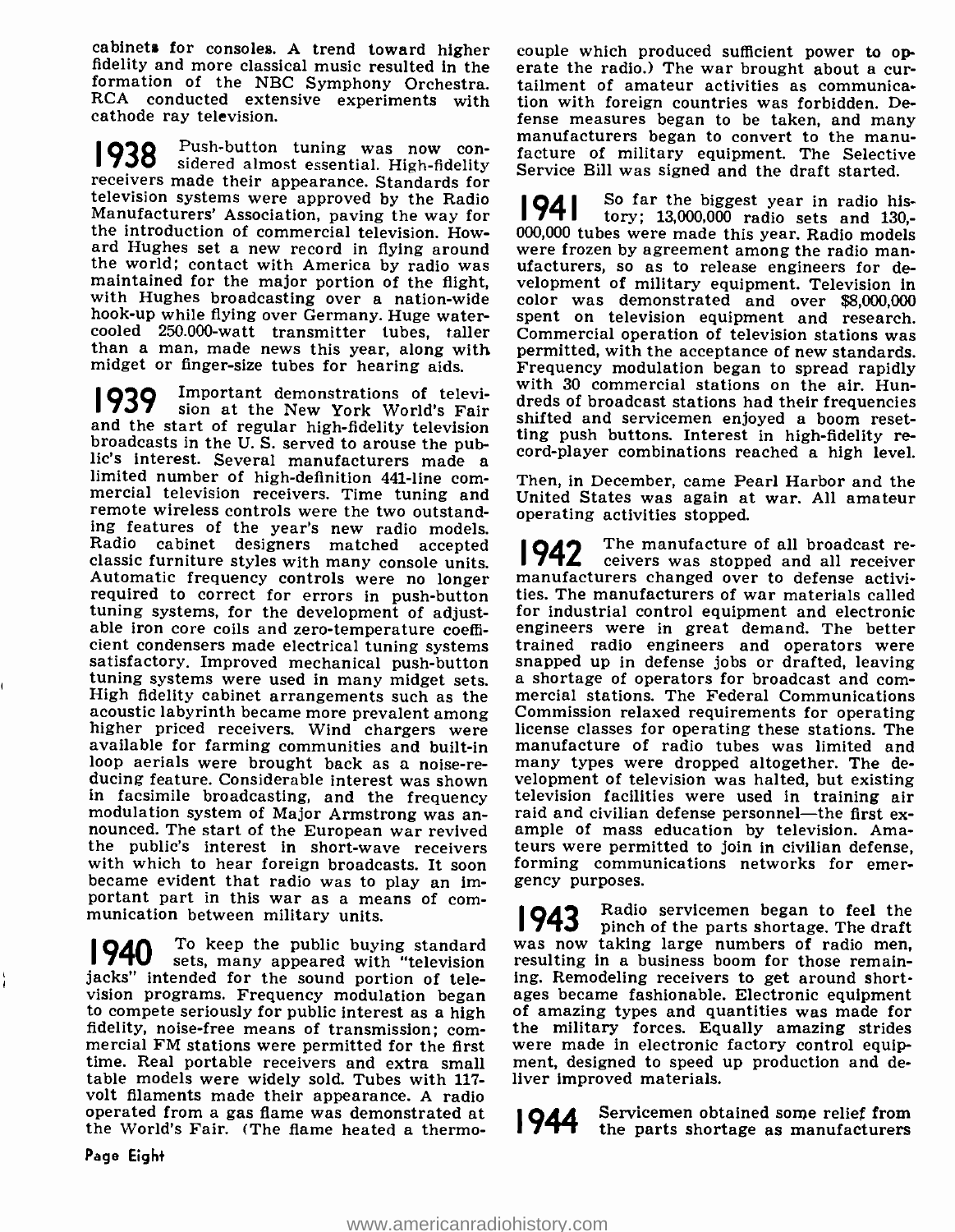cabinets for consoles. A trend toward higher fidelity and more classical music resulted in the formation of the NBC Symphony Orchestra. RCA conducted extensive experiments with cathode ray television.

**1938** Push-button tuning was now considered almost essential. High-fidelity receivers made their appearance. Standards for television systems were approved by the Radio Manufacturers' Association, paving the way for the introduction of commercial television. Howard Hughes set a new record in flying around the world; contact with America by radio was maintained for the major portion of the flight, with Hughes broadcasting over a nation-wide hook-up while flying over Germany. Huge water-cooled 250.000-watt transmitter tubes, taller than a man, made news this year, along with midget or finger-size tubes for hearing aids.

**1939** Important demonstrations of television at the New York World's Fair and the start of regular high-fidelity television broadcasts in the U. S. served to arouse the public's interest. Several manufacturers made a limited number of high-definition 441-line commercial television receivers. Time tuning and remote wireless controls were the two outstanding features of the year's new radio models. Radio cabinet designers matched accepted classic furniture styles with many console units. Automatic frequency controls were no longer required to correct for errors in push-button tuning systems, for the development of adjustable iron core coils and zero-temperature coefficient condensers made electrical tuning systems satisfactory. Improved mechanical push-button tuning systems were used in many midget sets. High fidelity cabinet arrangements such as the acoustic labyrinth became more prevalent among higher priced receivers. Wind chargers were available for farming communities and built-in loop aerials were brought back as a noise-reducing feature. Considerable interest was shown in facsimile broadcasting, and the frequency modulation system of Major Armstrong was announced. The start of the European war revived the public's interest in short-wave receivers with which to hear foreign broadcasts. It soon became evident that radio was to play an important part in this war as a means of communication between military units.

**1940** To keep the public buying standard sets, many appeared with "television jacks" intended for the sound portion of television programs. Frequency modulation began to compete seriously for public interest as a high fidelity, noise-free means of transmission; commercial FM stations were permitted for the first time. Real portable receivers and extra small table models were widely sold. Tubes with 117-volt filaments made their appearance. A radio operated from a gas flame was demonstrated at the World's Fair. (The flame heated a thermocouple which produced sufficient power to operate the radio.) The war brought about a curtailment of amateur activities as communication with foreign countries was forbidden. Defense measures began to be taken, and many manufacturers began to convert to the manufacture of military equipment. The Selective Service Bill was signed and the draft started.

**1941** So far the biggest year in radio history; 13,000,000 radio sets and 130,000,000 tubes were made this year. Radio models were frozen by agreement among the radio manufacturers, so as to release engineers for development of military equipment. Television in color was demonstrated and over $8,000,000 spent on television equipment and research. Commercial operation of television stations was permitted, with the acceptance of new standards. Frequency modulation began to spread rapidly with 30 commercial stations on the air. Hundreds of broadcast stations had their frequencies shifted and servicemen enjoyed a boom resetting push buttons. Interest in high-fidelity record-player combinations reached a high level.

Then, in December, came Pearl Harbor and the United States was again at war. All amateur operating activities stopped.

**1942** The manufacture of all broadcast receivers was stopped and all receiver manufacturers changed over to defense activities. The manufacturers of war materials called for industrial control equipment and electronic engineers were in great demand. The better trained radio engineers and operators were snapped up in defense jobs or drafted, leaving a shortage of operators for broadcast and commercial stations. The Federal Communications Commission relaxed requirements for operating license classes for operating these stations. The manufacture of radio tubes was limited and many types were dropped altogether. The development of television was halted, but existing television facilities were used in training air raid and civilian defense personnel—the first example of mass education by television. Amateurs were permitted to join in civilian defense, forming communications networks for emergency purposes.

**1943** Radio servicemen began to feel the pinch of the parts shortage. The draft was now taking large numbers of radio men, resulting in a business boom for those remaining. Remodeling receivers to get around shortages became fashionable. Electronic equipment of amazing types and quantities was made for the military forces. Equally amazing strides were made in electronic factory control equipment, designed to speed up production and deliver improved materials.

**1944** Servicemen obtained some relief from the parts shortage as manufacturers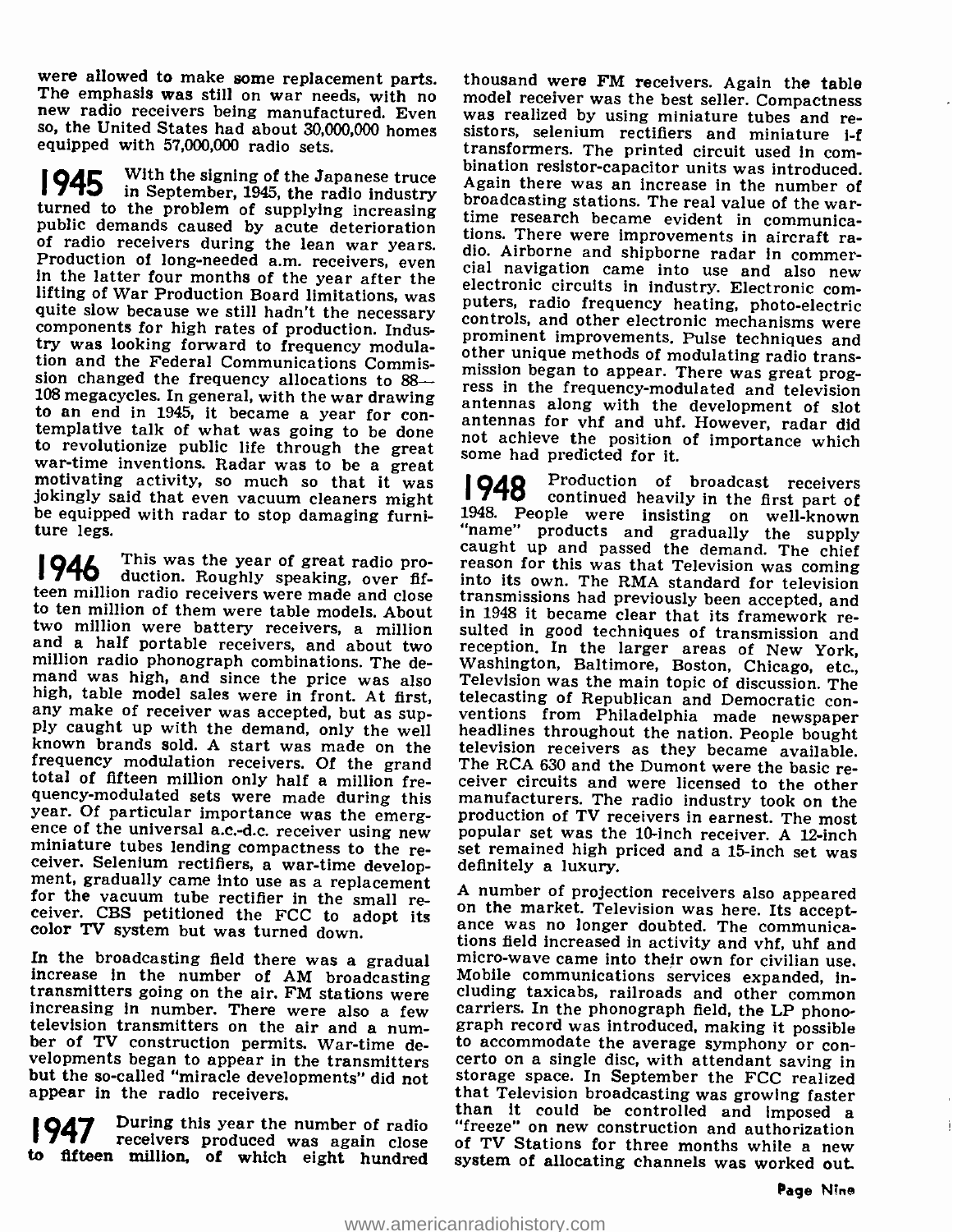were allowed to make some replacement parts. The emphasis was still on war needs, with no new radio receivers being manufactured. Even so, the United States had about 30,000,000 homes equipped with 57,000,000 radio sets.

**1945** With the signing of the Japanese truce in September, 1945, the radio industry turned to the problem of supplying increasing public demands caused by acute deterioration of radio receivers during the lean war years. Production of long-needed a.m. receivers, even in the latter four months of the year after the lifting of War Production Board limitations, was quite slow because we still hadn't the necessary components for high rates of production. Industry was looking forward to frequency modulation and the Federal Communications Commission changed the frequency allocations to 88—108 megacycles. In general, with the war drawing to an end in 1945, it became a year for contemplative talk of what was going to be done to revolutionize public life through the great war-time inventions. Radar was to be a great motivating activity, so much so that it was jokingly said that even vacuum cleaners might be equipped with radar to stop damaging furniture legs.

**1946** This was the year of great radio production. Roughly speaking, over fifteen million radio receivers were made and close to ten million of them were table models. About two million were battery receivers, a million and a half portable receivers, and about two million radio phonograph combinations. The demand was high, and since the price was also high, table model sales were in front. At first, any make of receiver was accepted, but as supply caught up with the demand, only the well known brands sold. A start was made on the frequency modulation receivers. Of the grand total of fifteen million only half a million frequency-modulated sets were made during this year. Of particular importance was the emergence of the universal a.c.-d.c. receiver using new miniature tubes lending compactness to the receiver. Selenium rectifiers, a war-time development, gradually came into use as a replacement for the vacuum tube rectifier in the small receiver. CBS petitioned the FCC to adopt its color TV system but was turned down.

In the broadcasting field there was a gradual increase in the number of AM broadcasting transmitters going on the air. FM stations were increasing in number. There were also a few television transmitters on the air and a number of TV construction permits. War-time developments began to appear in the transmitters but the so-called "miracle developments" did not appear in the radio receivers.

**1947** During this year the number of radio receivers produced was again close to fifteen million, of which eight hundred thousand were FM receivers. Again the table model receiver was the best seller. Compactness was realized by using miniature tubes and resistors, selenium rectifiers and miniature i-f transformers. The printed circuit used in combination resistor-capacitor units was introduced. Again there was an increase in the number of broadcasting stations. The real value of the war-time research became evident in communications. There were improvements in aircraft radio. Airborne and shipborne radar in commercial navigation came into use and also new electronic circuits in industry. Electronic computers, radio frequency heating, photo-electric controls, and other electronic mechanisms were prominent improvements. Pulse techniques and other unique methods of modulating radio transmission began to appear. There was great progress in the frequency-modulated and television antennas along with the development of slot antennas for vhf and uhf. However, radar did not achieve the position of importance which some had predicted for it.

**1948** Production of broadcast receivers continued heavily in the first part of 1948. People were insisting on well-known "name" products and gradually the supply caught up and passed the demand. The chief reason for this was that Television was coming into its own. The RMA standard for television transmissions had previously been accepted, and in 1948 it became clear that its framework resulted in good techniques of transmission and reception. In the larger areas of New York, Washington, Baltimore, Boston, Chicago, etc., Television was the main topic of discussion. The telecasting of Republican and Democratic conventions from Philadelphia made newspaper headlines throughout the nation. People bought television receivers as they became available. The RCA 630 and the Dumont were the basic receiver circuits and were licensed to the other manufacturers. The radio industry took on the production of TV receivers in earnest. The most popular set was the 10-inch receiver. A 12-inch set remained high priced and a 15-inch set was definitely a luxury.

A number of projection receivers also appeared on the market. Television was here. Its acceptance was no longer doubted. The communications field increased in activity and vhf, uhf and micro-wave came into their own for civilian use. Mobile communications services expanded, including taxicabs, railroads and other common carriers. In the phonograph field, the LP phonograph record was introduced, making it possible to accommodate the average symphony or concerto on a single disc, with attendant saving in storage space. In September the FCC realized that Television broadcasting was growing faster than it could be controlled and imposed a "freeze" on new construction and authorization of TV Stations for three months while a new system of allocating channels was worked out.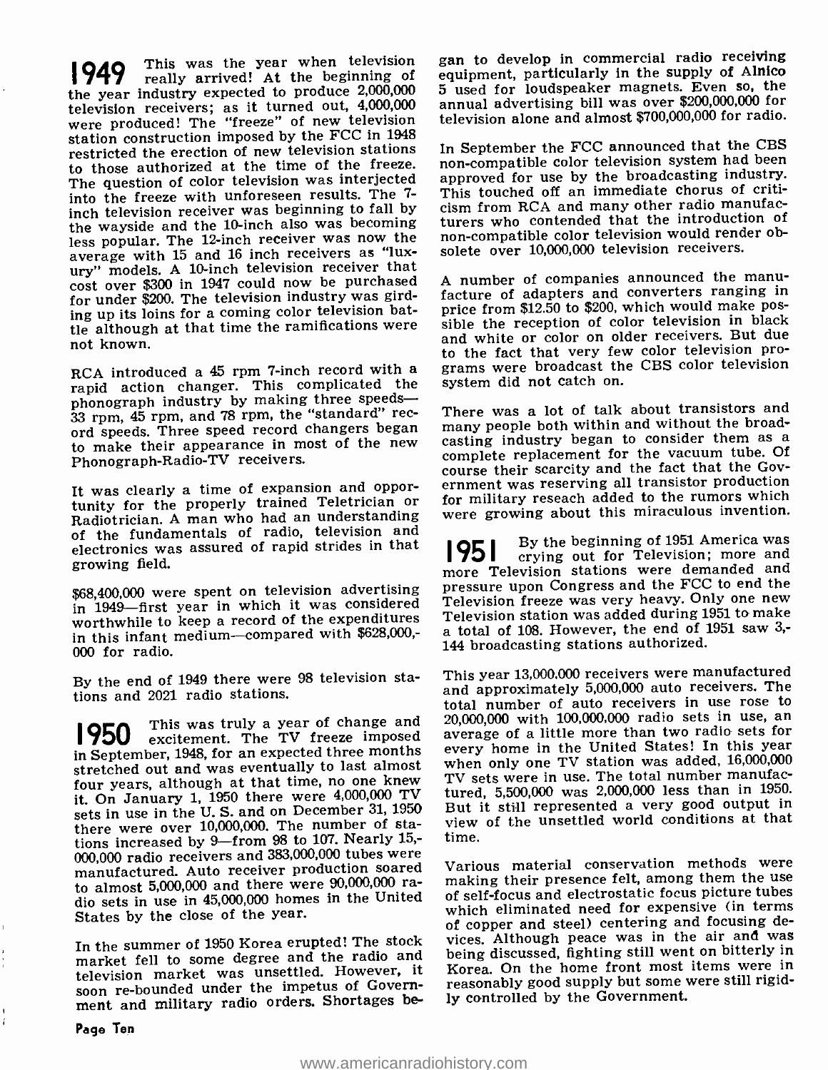**1949** This was the year when television really arrived! At the beginning of the year industry expected to produce 2,000,000 television receivers; as it turned out, 4,000,000 were produced! The "freeze" of new television station construction imposed by the FCC in 1948 restricted the erection of new television stations to those authorized at the time of the freeze. The question of color television was interjected into the freeze with unforeseen results. The 7-inch television receiver was beginning to fall by the wayside and the 10-inch also was becoming less popular. The 12-inch receiver was now the average with 15 and 16 inch receivers as "luxury" models. A 10-inch television receiver that cost over $300 in 1947 could now be purchased for under $200. The television industry was girding up its loins for a coming color television battle although at that time the ramifications were not known.

RCA introduced a 45 rpm 7-inch record with a rapid action changer. This complicated the phonograph industry by making three speeds—33 rpm, 45 rpm, and 78 rpm, the "standard" record speeds. Three speed record changers began to make their appearance in most of the new Phonograph-Radio-TV receivers.

It was clearly a time of expansion and opportunity for the properly trained Teletrician or Radiotrician. A man who had an understanding of the fundamentals of radio, television and electronics was assured of rapid strides in that growing field.

$68,400,000 were spent on television advertising in 1949—first year in which it was considered worthwhile to keep a record of the expenditures in this infant medium—compared with $628,000,000 for radio.

By the end of 1949 there were 98 television stations and 2021 radio stations.

**1950** This was truly a year of change and excitement. The TV freeze imposed in September, 1948, for an expected three months stretched out and was eventually to last almost four years, although at that time, no one knew it. On January 1, 1950 there were 4,000,000 TV sets in use in the U. S. and on December 31, 1950 there were over 10,000,000. The number of stations increased by 9—from 98 to 107. Nearly 15,000,000 radio receivers and 383,000,000 tubes were manufactured. Auto receiver production soared to almost 5,000,000 and there were 90,000,000 radio sets in use in 45,000,000 homes in the United States by the close of the year.

In the summer of 1950 Korea erupted! The stock market fell to some degree and the radio and television market was unsettled. However, it soon re-bounded under the impetus of Government and military radio orders. Shortages began to develop in commercial radio receiving equipment, particularly in the supply of Alnico 5 used for loudspeaker magnets. Even so, the annual advertising bill was over $200,000,000 for television alone and almost $700,000,000 for radio.

In September the FCC announced that the CBS non-compatible color television system had been approved for use by the broadcasting industry. This touched off an immediate chorus of criticism from RCA and many other radio manufacturers who contended that the introduction of non-compatible color television would render obsolete over 10,000,000 television receivers.

A number of companies announced the manufacture of adapters and converters ranging in price from $12.50 to $200, which would make possible the reception of color television in black and white or color on older receivers. But due to the fact that very few color television programs were broadcast the CBS color television system did not catch on.

There was a lot of talk about transistors and many people both within and without the broadcasting industry began to consider them as a complete replacement for the vacuum tube. Of course their scarcity and the fact that the Government was reserving all transistor production for military reseach added to the rumors which were growing about this miraculous invention.

**1951** By the beginning of 1951 America was crying out for Television; more and more Television stations were demanded and pressure upon Congress and the FCC to end the Television freeze was very heavy. Only one new Television station was added during 1951 to make a total of 108. However, the end of 1951 saw 3,144 broadcasting stations authorized.

This year 13,000,000 receivers were manufactured and approximately 5,000,000 auto receivers. The total number of auto receivers in use rose to 20,000,000 with 100,000,000 radio sets in use, an average of a little more than two radio sets for every home in the United States! In this year when only one TV station was added, 16,000,000 TV sets were in use. The total number manufactured, 5,500,000 was 2,000,000 less than in 1950. But it still represented a very good output in view of the unsettled world conditions at that time.

Various material conservation methods were making their presence felt, among them the use of self-focus and electrostatic focus picture tubes which eliminated need for expensive (in terms of copper and steel) centering and focusing devices. Although peace was in the air and was being discussed, fighting still went on bitterly in Korea. On the home front most items were in reasonably good supply but some were still rigidly controlled by the Government.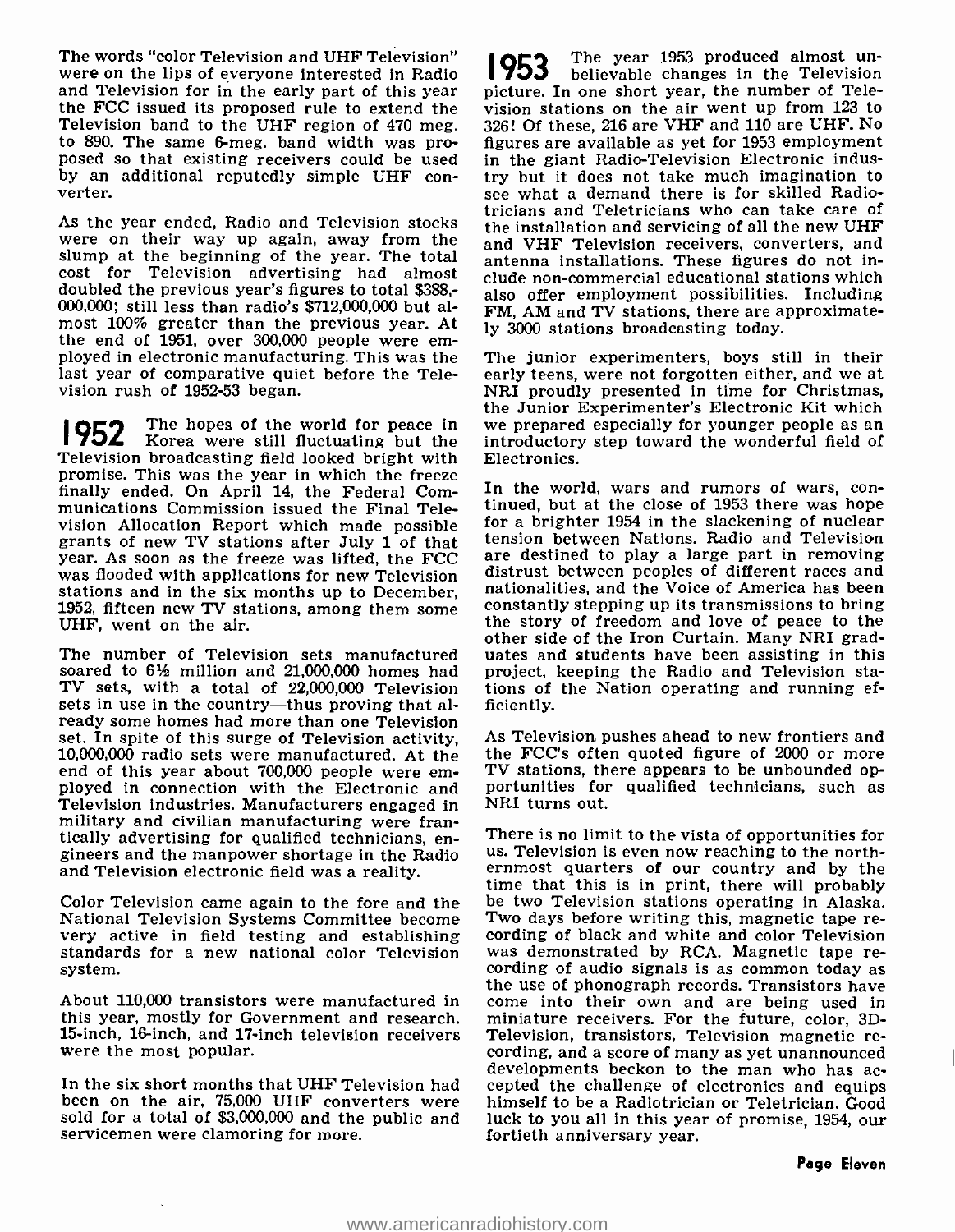The words "color Television and UHF Television" were on the lips of everyone interested in Radio and Television for in the early part of this year the FCC issued its proposed rule to extend the Television band to the UHF region of 470 meg. to 890. The same 6-meg. band width was proposed so that existing receivers could be used by an additional reputedly simple UHF converter.

As the year ended, Radio and Television stocks were on their way up again, away from the slump at the beginning of the year. The total cost for Television advertising had almost doubled the previous year's figures to total $388,000,000; still less than radio's $712,000,000 but almost 100% greater than the previous year. At the end of 1951, over 300,000 people were employed in electronic manufacturing. This was the last year of comparative quiet before the Television rush of 1952-53 began.

**1952** The hopes of the world for peace in Korea were still fluctuating but the Television broadcasting field looked bright with promise. This was the year in which the freeze finally ended. On April 14, the Federal Communications Commission issued the Final Television Allocation Report which made possible grants of new TV stations after July 1 of that year. As soon as the freeze was lifted, the FCC was flooded with applications for new Television stations and in the six months up to December, 1952, fifteen new TV stations, among them some UHF, went on the air.

The number of Television sets manufactured soared to 6½ million and 21,000,000 homes had TV sets, with a total of 22,000,000 Television sets in use in the country—thus proving that already some homes had more than one Television set. In spite of this surge of Television activity, 10,000,000 radio sets were manufactured. At the end of this year about 700,000 people were employed in connection with the Electronic and Television industries. Manufacturers engaged in military and civilian manufacturing were frantically advertising for qualified technicians, engineers and the manpower shortage in the Radio and Television electronic field was a reality.

Color Television came again to the fore and the National Television Systems Committee become very active in field testing and establishing standards for a new national color Television system.

About 110,000 transistors were manufactured in this year, mostly for Government and research. 15-inch, 16-inch, and 17-inch television receivers were the most popular.

In the six short months that UHF Television had been on the air, 75,000 UHF converters were sold for a total of $3,000,000 and the public and servicemen were clamoring for more.

**1953** The year 1953 produced almost unbelievable changes in the Television picture. In one short year, the number of Television stations on the air went up from 123 to 326! Of these, 216 are VHF and 110 are UHF. No figures are available as yet for 1953 employment in the giant Radio-Television Electronic industry but it does not take much imagination to see what a demand there is for skilled Radiotricians and Teletricians who can take care of the installation and servicing of all the new UHF and VHF Television receivers, converters, and antenna installations. These figures do not include non-commercial educational stations which also offer employment possibilities. Including FM, AM and TV stations, there are approximately 3000 stations broadcasting today.

The junior experimenters, boys still in their early teens, were not forgotten either, and we at NRI proudly presented in time for Christmas, the Junior Experimenter's Electronic Kit which we prepared especially for younger people as an introductory step toward the wonderful field of Electronics.

In the world, wars and rumors of wars, continued, but at the close of 1953 there was hope for a brighter 1954 in the slackening of nuclear tension between Nations. Radio and Television are destined to play a large part in removing distrust between peoples of different races and nationalities, and the Voice of America has been constantly stepping up its transmissions to bring the story of freedom and love of peace to the other side of the Iron Curtain. Many NRI graduates and students have been assisting in this project, keeping the Radio and Television stations of the Nation operating and running efficiently.

As Television pushes ahead to new frontiers and the FCC's often quoted figure of 2000 or more TV stations, there appears to be unbounded opportunities for qualified technicians, such as NRI turns out.

There is no limit to the vista of opportunities for us. Television is even now reaching to the northernmost quarters of our country and by the time that this is in print, there will probably be two Television stations operating in Alaska. Two days before writing this, magnetic tape recording of black and white and color Television was demonstrated by RCA. Magnetic tape recording of audio signals is as common today as the use of phonograph records. Transistors have come into their own and are being used in miniature receivers. For the future, color, 3D-Television, transistors, Television magnetic recording, and a score of many as yet unannounced developments beckon to the man who has accepted the challenge of electronics and equips himself to be a Radiotrician or Teletrician. Good luck to you all in this year of promise, 1954, our fortieth anniversary year.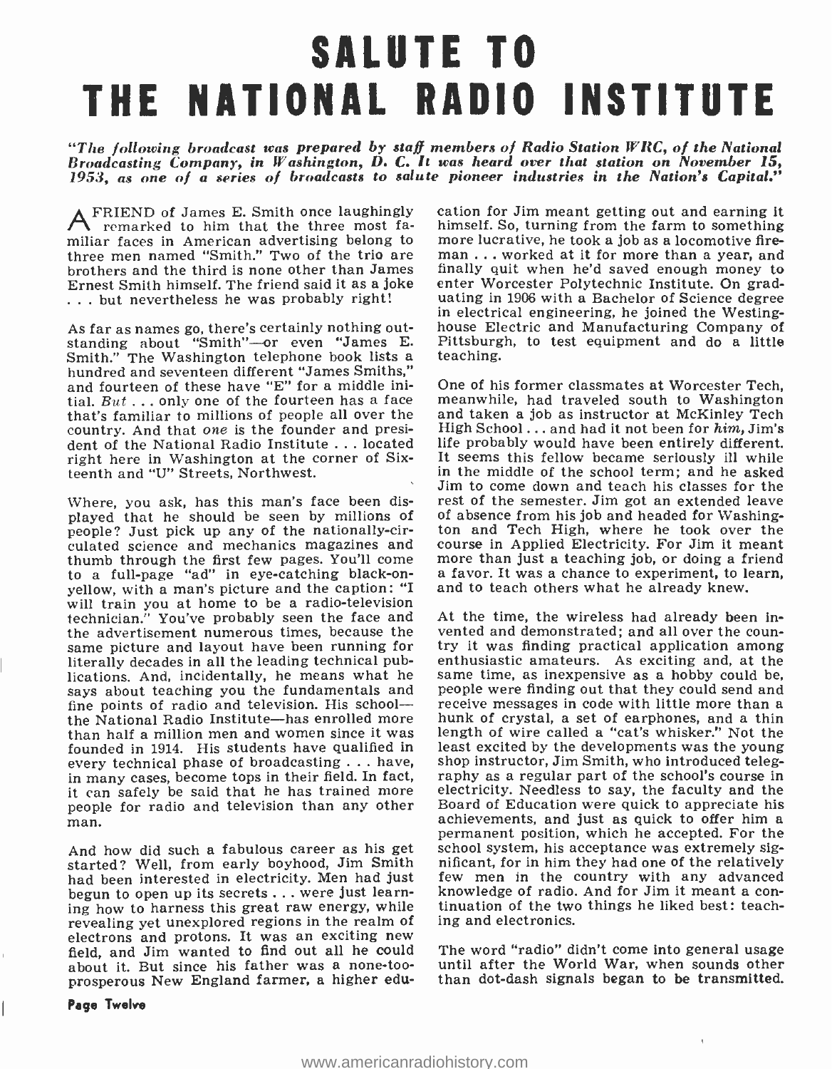# SALUTE TO THE NATIONAL RADIO INSTITUTE

*"The following broadcast was prepared by staff members of Radio Station WRC, of the National Broadcasting Company, in Washington, D. C. It was heard over that station on November 15, 1953, as one of a series of broadcasts to salute pioneer industries in the Nation's Capital."*

A FRIEND of James E. Smith once laughingly remarked to him that the three most familiar faces in American advertising belong to three men named "Smith." Two of the trio are brothers and the third is none other than James Ernest Smith himself. The friend said it as a joke . . . but nevertheless he was probably right!

As far as names go, there's certainly nothing outstanding about "Smith"—or even "James E. Smith." The Washington telephone book lists a hundred and seventeen different "James Smiths," and fourteen of these have "E" for a middle initial. *But* . . . only one of the fourteen has a face that's familiar to millions of people all over the country. And that *one* is the founder and president of the National Radio Institute . . . located right here in Washington at the corner of Sixteenth and "U" Streets, Northwest.

Where, you ask, has this man's face been displayed that he should be seen by millions of people? Just pick up any of the nationally-circulated science and mechanics magazines and thumb through the first few pages. You'll come to a full-page "ad" in eye-catching black-on-yellow, with a man's picture and the caption: "I will train you at home to be a radio-television technician." You've probably seen the face and the advertisement numerous times, because the same picture and layout have been running for literally decades in all the leading technical publications. And, incidentally, he means what he says about teaching you the fundamentals and fine points of radio and television. His school—the National Radio Institute—has enrolled more than half a million men and women since it was founded in 1914. His students have qualified in every technical phase of broadcasting . . . have, in many cases, become tops in their field. In fact, it can safely be said that he has trained more people for radio and television than any other man.

And how did such a fabulous career as his get started? Well, from early boyhood, Jim Smith had been interested in electricity. Men had just begun to open up its secrets . . . were just learning how to harness this great raw energy, while revealing yet unexplored regions in the realm of electrons and protons. It was an exciting new field, and Jim wanted to find out all he could about it. But since his father was a none-too-prosperous New England farmer, a higher education for Jim meant getting out and earning it himself. So, turning from the farm to something more lucrative, he took a job as a locomotive fireman . . . worked at it for more than a year, and finally quit when he'd saved enough money to enter Worcester Polytechnic Institute. On graduating in 1906 with a Bachelor of Science degree in electrical engineering, he joined the Westinghouse Electric and Manufacturing Company of Pittsburgh, to test equipment and do a little teaching.

One of his former classmates at Worcester Tech, meanwhile, had traveled south to Washington and taken a job as instructor at McKinley Tech High School . . . and had it not been for *him*, Jim's life probably would have been entirely different. It seems this fellow became seriously ill while in the middle of the school term; and he asked Jim to come down and teach his classes for the rest of the semester. Jim got an extended leave of absence from his job and headed for Washington and Tech High, where he took over the course in Applied Electricity. For Jim it meant more than just a teaching job, or doing a friend a favor. It was a chance to experiment, to learn, and to teach others what he already knew.

At the time, the wireless had already been invented and demonstrated; and all over the country it was finding practical application among enthusiastic amateurs. As exciting and, at the same time, as inexpensive as a hobby could be, people were finding out that they could send and receive messages in code with little more than a hunk of crystal, a set of earphones, and a thin length of wire called a "cat's whisker." Not the least excited by the developments was the young shop instructor, Jim Smith, who introduced telegraphy as a regular part of the school's course in electricity. Needless to say, the faculty and the Board of Education were quick to appreciate his achievements, and just as quick to offer him a permanent position, which he accepted. For the school system, his acceptance was extremely significant, for in him they had one of the relatively few men in the country with any advanced knowledge of radio. And for Jim it meant a continuation of the two things he liked best: teaching and electronics.

The word "radio" didn't come into general usage until after the World War, when sounds other than dot-dash signals began to be transmitted.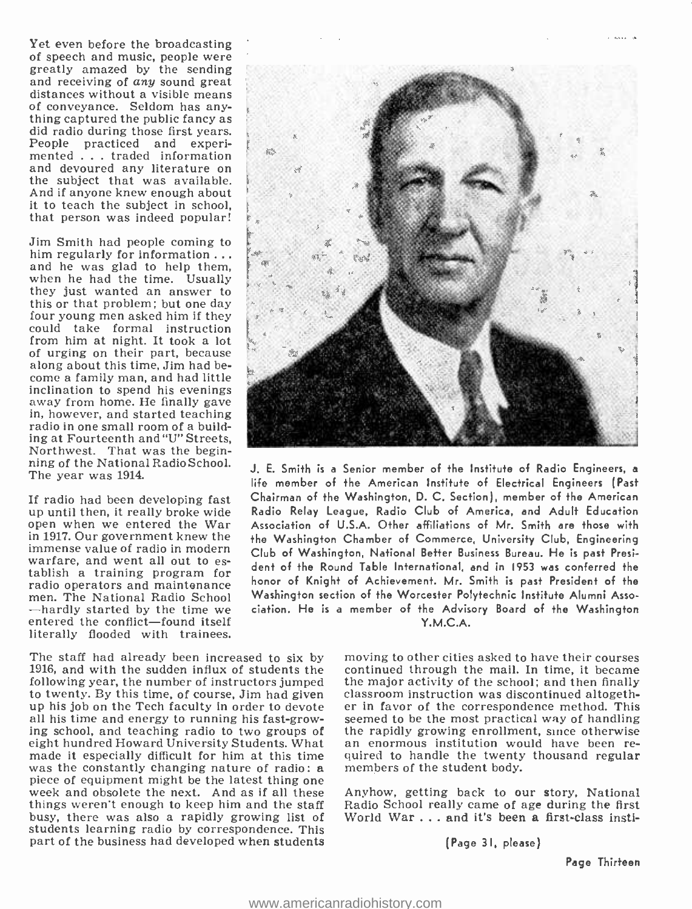Yet even before the broadcasting of speech and music, people were greatly amazed by the sending and receiving of *any* sound great distances without a visible means of conveyance. Seldom has anything captured the public fancy as did radio during those first years. People practiced and experimented . . . traded information and devoured any literature on the subject that was available. And if anyone knew enough about it to teach the subject in school, that person was indeed popular!

Jim Smith had people coming to him regularly for information . . . and he was glad to help them, when he had the time. Usually they just wanted an answer to this or that problem; but one day four young men asked him if they could take formal instruction from him at night. It took a lot of urging on their part, because along about this time, Jim had become a family man, and had little inclination to spend his evenings away from home. He finally gave in, however, and started teaching radio in one small room of a building at Fourteenth and "U" Streets, Northwest. That was the beginning of the National Radio School. The year was 1914.

If radio had been developing fast up until then, it really broke wide open when we entered the War in 1917. Our government knew the immense value of radio in modern warfare, and went all out to establish a training program for radio operators and maintenance men. The National Radio School—hardly started by the time we entered the conflict—found itself literally flooded with trainees.

J. E. Smith is a Senior member of the Institute of Radio Engineers, a life member of the American Institute of Electrical Engineers (Past Chairman of the Washington, D. C. Section), member of the American Radio Relay League, Radio Club of America, and Adult Education Association of U.S.A. Other affiliations of Mr. Smith are those with the Washington Chamber of Commerce, University Club, Engineering Club of Washington, National Better Business Bureau. He is past President of the Round Table International, and in 1953 was conferred the honor of Knight of Achievement. Mr. Smith is past President of the Washington section of the Worcester Polytechnic Institute Alumni Association. He is a member of the Advisory Board of the Washington Y.M.C.A.

The staff had already been increased to six by 1916, and with the sudden influx of students the following year, the number of instructors jumped to twenty. By this time, of course, Jim had given up his job on the Tech faculty in order to devote all his time and energy to running his fast-growing school, and teaching radio to two groups of eight hundred Howard University Students. What made it especially difficult for him at this time was the constantly changing nature of radio: a piece of equipment might be the latest thing one week and obsolete the next. And as if all these things weren't enough to keep him and the staff busy, there was also a rapidly growing list of students learning radio by correspondence. This part of the business had developed when students moving to other cities asked to have their courses continued through the mail. In time, it became the major activity of the school; and then finally classroom instruction was discontinued altogether in favor of the correspondence method. This seemed to be the most practical way of handling the rapidly growing enrollment, since otherwise an enormous institution would have been required to handle the twenty thousand regular members of the student body.

Anyhow, getting back to our story, National Radio School really came of age during the first World War . . . and it's been a first-class insti-

(Page 31, please)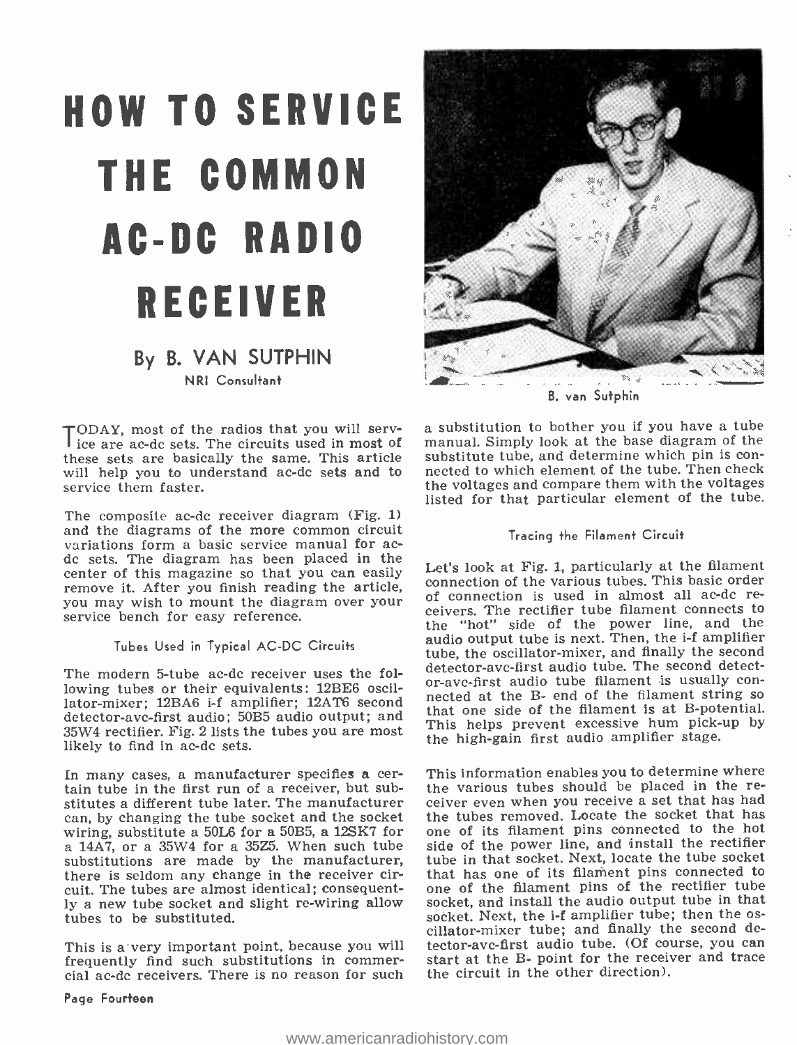# HOW TO SERVICE THE COMMON AC-DC RADIO RECEIVER

## By B. VAN SUTPHIN

NRI Consultant

B. van Sutphin

TODAY, most of the radios that you will service are ac-dc sets. The circuits used in most of these sets are basically the same. This article will help you to understand ac-dc sets and to service them faster.

The composite ac-dc receiver diagram (Fig. 1) and the diagrams of the more common circuit variations form a basic service manual for ac-dc sets. The diagram has been placed in the center of this magazine so that you can easily remove it. After you finish reading the article, you may wish to mount the diagram over your service bench for easy reference.

### Tubes Used in Typical AC-DC Circuits

The modern 5-tube ac-dc receiver uses the following tubes or their equivalents: 12BE6 oscillator-mixer; 12BA6 i-f amplifier; 12AT6 second detector-avc-first audio; 50B5 audio output; and 35W4 rectifier. Fig. 2 lists the tubes you are most likely to find in ac-dc sets.

In many cases, a manufacturer specifies a certain tube in the first run of a receiver, but substitutes a different tube later. The manufacturer can, by changing the tube socket and the socket wiring, substitute a 50L6 for a 50B5, a 12SK7 for a 14A7, or a 35W4 for a 35Z5. When such tube substitutions are made by the manufacturer, there is seldom any change in the receiver circuit. The tubes are almost identical; consequently a new tube socket and slight re-wiring allow tubes to be substituted.

This is a very important point, because you will frequently find such substitutions in commercial ac-dc receivers. There is no reason for such a substitution to bother you if you have a tube manual. Simply look at the base diagram of the substitute tube, and determine which pin is connected to which element of the tube. Then check the voltages and compare them with the voltages listed for that particular element of the tube.

### Tracing the Filament Circuit

Let's look at Fig. 1, particularly at the filament connection of the various tubes. This basic order of connection is used in almost all ac-dc receivers. The rectifier tube filament connects to the "hot" side of the power line, and the audio output tube is next. Then, the i-f amplifier tube, the oscillator-mixer, and finally the second detector-avc-first audio tube. The second detector-avc-first audio tube filament is usually connected at the B- end of the filament string so that one side of the filament is at B-potential. This helps prevent excessive hum pick-up by the high-gain first audio amplifier stage.

This information enables you to determine where the various tubes should be placed in the receiver even when you receive a set that has had the tubes removed. Locate the socket that has one of its filament pins connected to the hot side of the power line, and install the rectifier tube in that socket. Next, locate the tube socket that has one of its filament pins connected to one of the filament pins of the rectifier tube socket, and install the audio output tube in that socket. Next, the i-f amplifier tube; then the oscillator-mixer tube; and finally the second detector-avc-first audio tube. (Of course, you can start at the B- point for the receiver and trace the circuit in the other direction).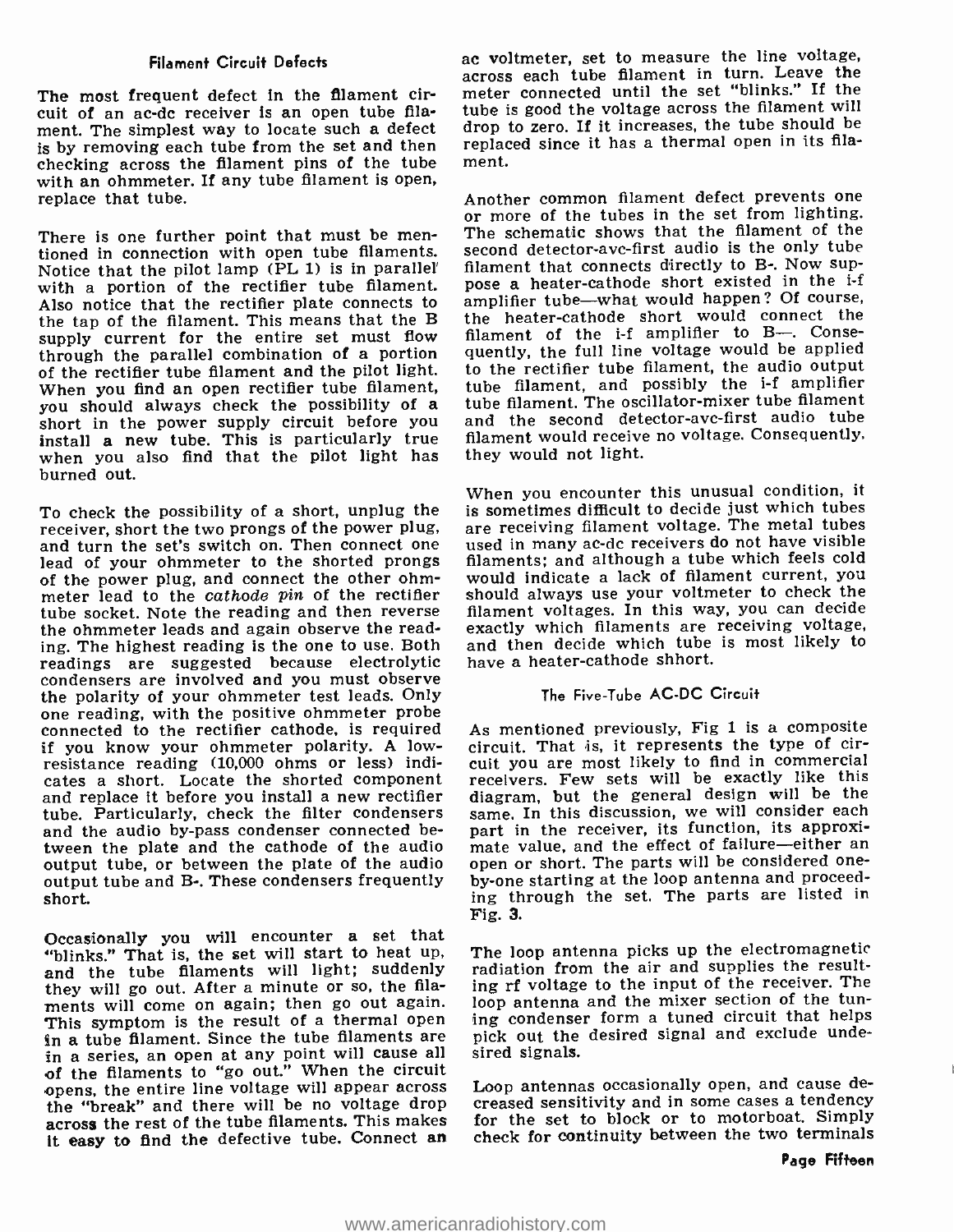### Filament Circuit Defects

The most frequent defect in the filament circuit of an ac-dc receiver is an open tube filament. The simplest way to locate such a defect is by removing each tube from the set and then checking across the filament pins of the tube with an ohmmeter. If any tube filament is open, replace that tube.

There is one further point that must be mentioned in connection with open tube filaments. Notice that the pilot lamp (PL 1) is in parallel with a portion of the rectifier tube filament. Also notice that the rectifier plate connects to the tap of the filament. This means that the B supply current for the entire set must flow through the parallel combination of a portion of the rectifier tube filament and the pilot light. When you find an open rectifier tube filament, you should always check the possibility of a short in the power supply circuit before you install a new tube. This is particularly true when you also find that the pilot light has burned out.

To check the possibility of a short, unplug the receiver, short the two prongs of the power plug, and turn the set's switch on. Then connect one lead of your ohmmeter to the shorted prongs of the power plug, and connect the other ohmmeter lead to the *cathode pin* of the rectifier tube socket. Note the reading and then reverse the ohmmeter leads and again observe the reading. The highest reading is the one to use. Both readings are suggested because electrolytic condensers are involved and you must observe the polarity of your ohmmeter test leads. Only one reading, with the positive ohmmeter probe connected to the rectifier cathode, is required if you know your ohmmeter polarity. A low-resistance reading (10,000 ohms or less) indicates a short. Locate the shorted component and replace it before you install a new rectifier tube. Particularly, check the filter condensers and the audio by-pass condenser connected between the plate and the cathode of the audio output tube, or between the plate of the audio output tube and B-. These condensers frequently short.

Occasionally you will encounter a set that "blinks." That is, the set will start to heat up, and the tube filaments will light; suddenly they will go out. After a minute or so, the filaments will come on again; then go out again. This symptom is the result of a thermal open in a tube filament. Since the tube filaments are in a series, an open at any point will cause all of the filaments to "go out." When the circuit opens, the entire line voltage will appear across the "break" and there will be no voltage drop across the rest of the tube filaments. This makes it easy to find the defective tube. Connect an ac voltmeter, set to measure the line voltage, across each tube filament in turn. Leave the meter connected until the set "blinks." If the tube is good the voltage across the filament will drop to zero. If it increases, the tube should be replaced since it has a thermal open in its filament.

Another common filament defect prevents one or more of the tubes in the set from lighting. The schematic shows that the filament of the second detector-avc-first audio is the only tube filament that connects directly to B-. Now suppose a heater-cathode short existed in the i-f amplifier tube—what would happen? Of course, the heater-cathode short would connect the filament of the i-f amplifier to B—. Consequently, the full line voltage would be applied to the rectifier tube filament, the audio output tube filament, and possibly the i-f amplifier tube filament. The oscillator-mixer tube filament and the second detector-avc-first audio tube filament would receive no voltage. Consequently, they would not light.

When you encounter this unusual condition, it is sometimes difficult to decide just which tubes are receiving filament voltage. The metal tubes used in many ac-dc receivers do not have visible filaments; and although a tube which feels cold would indicate a lack of filament current, you should always use your voltmeter to check the filament voltages. In this way, you can decide exactly which filaments are receiving voltage, and then decide which tube is most likely to have a heater-cathode shhort.

### The Five-Tube AC-DC Circuit

As mentioned previously, Fig 1 is a composite circuit. That is, it represents the type of circuit you are most likely to find in commercial receivers. Few sets will be exactly like this diagram, but the general design will be the same. In this discussion, we will consider each part in the receiver, its function, its approximate value, and the effect of failure—either an open or short. The parts will be considered one-by-one starting at the loop antenna and proceeding through the set. The parts are listed in Fig. 3.

The loop antenna picks up the electromagnetic radiation from the air and supplies the resulting rf voltage to the input of the receiver. The loop antenna and the mixer section of the tuning condenser form a tuned circuit that helps pick out the desired signal and exclude undesired signals.

Loop antennas occasionally open, and cause decreased sensitivity and in some cases a tendency for the set to block or to motorboat. Simply check for continuity between the two terminals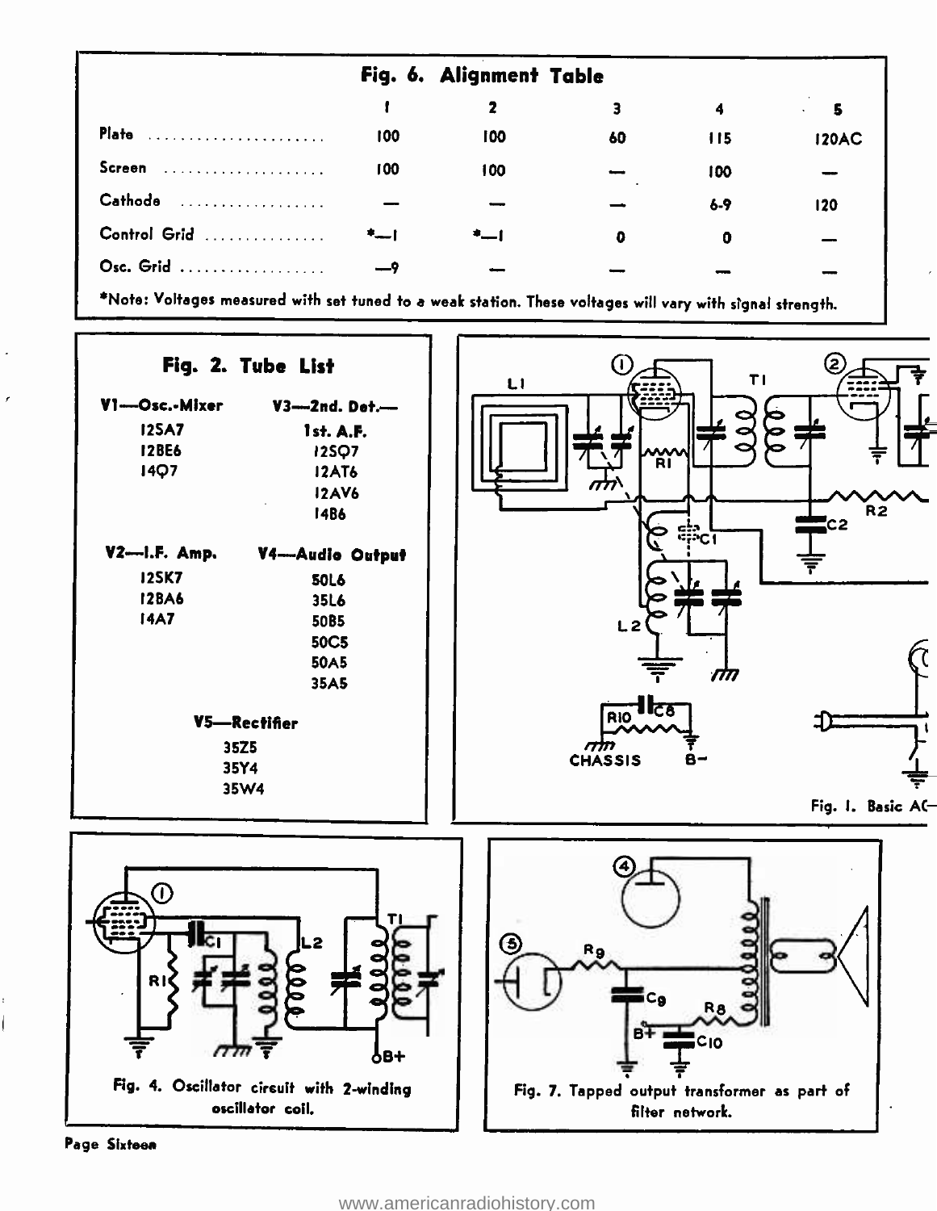## Fig. 6. Alignment Table

| | 1 | 2 | 3 | 4 | 5 |
|---|---|---|---|---|---|
| Plate | 100 | 100 | 60 | 115 | 120AC |
| Screen | 100 | 100 | — | 100 | — |
| Cathode | — | — | — | 6-9 | 120 |
| Control Grid | *—1 | *—1 | 0 | 0 | — |
| Osc. Grid | —9 | — | — | — | — |

*Note: Voltages measured with set tuned to a weak station. These voltages will vary with signal strength.

## Fig. 2. Tube List

**V1—Osc.-Mixer**
- 12SA7
- 12BE6
- 14Q7

**V2—I.F. Amp.**
- 12SK7
- 12BA6
- 14A7

**V3—2nd. Det.—1st. A.F.**
- 12SQ7
- 12AT6
- 12AV6
- 14B6

**V4—Audio Output**
- 50L6
- 35L6
- 50B5
- 50C5
- 50A5
- 35A5

**V5—Rectifier**
- 35Z5
- 35Y4
- 35W4

Fig. 1. Basic AC—

Fig. 4. Oscillator circuit with 2-winding oscillator coil.

Fig. 7. Tapped output transformer as part of filter network.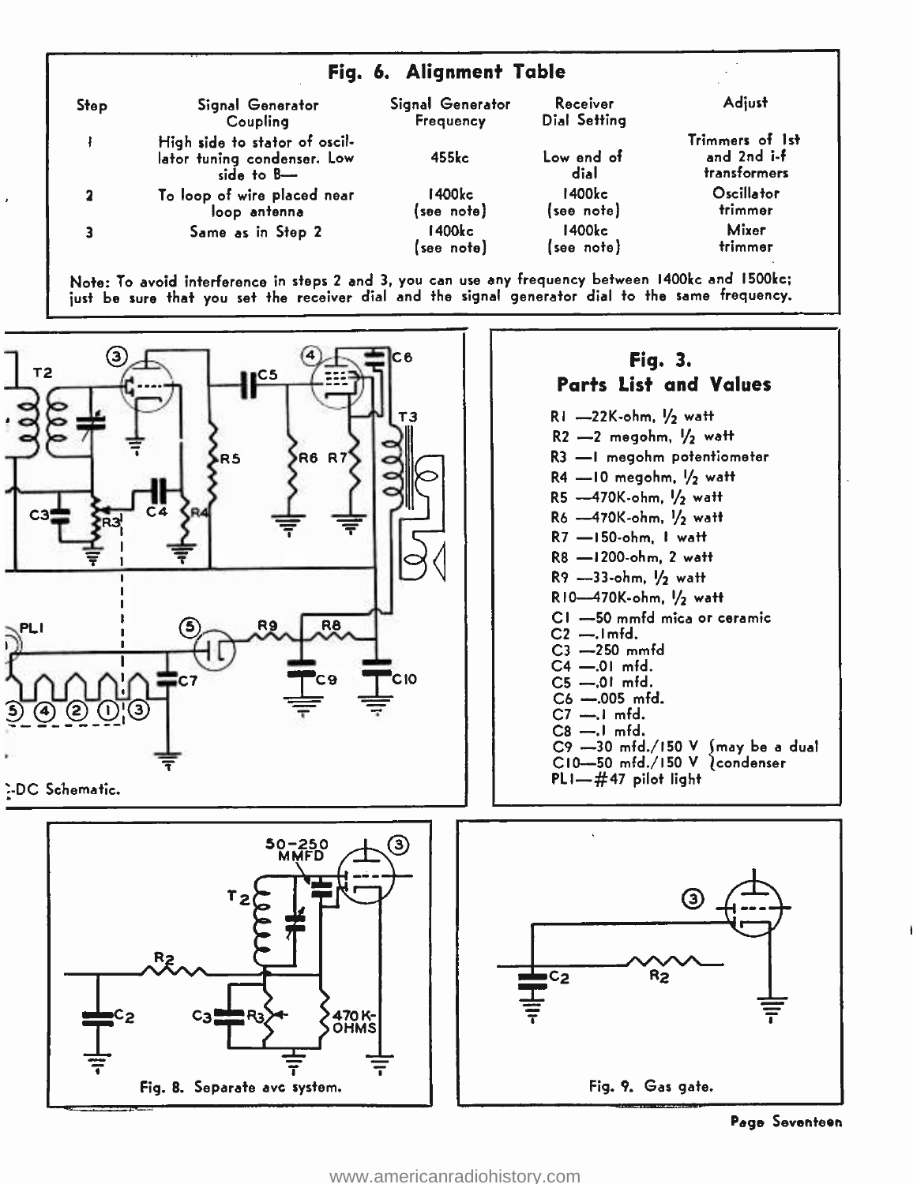## Fig. 6. Alignment Table

| Step | Signal Generator Coupling | Signal Generator Frequency | Receiver Dial Setting | Adjust |
|---|---|---|---|---|
| 1 | High side to stator of oscillator tuning condenser. Low side to B— | 455kc | Low end of dial | Trimmers of 1st and 2nd i-f transformers |
| 2 | To loop of wire placed near loop antenna | 1400kc (see note) | 1400kc (see note) | Oscillator trimmer |
| 3 | Same as in Step 2 | 1400kc (see note) | 1400kc (see note) | Mixer trimmer |

Note: To avoid interference in steps 2 and 3, you can use any frequency between 1400kc and 1500kc; just be sure that you set the receiver dial and the signal generator dial to the same frequency.

-DC Schematic.

## Fig. 3. Parts List and Values

- R1 —22K-ohm, 1/2 watt
- R2 —2 megohm, 1/2 watt
- R3 —1 megohm potentiometer
- R4 —10 megohm, 1/2 watt
- R5 —470K-ohm, 1/2 watt
- R6 —470K-ohm, 1/2 watt
- R7 —150-ohm, 1 watt
- R8 —1200-ohm, 2 watt
- R9 —33-ohm, 1/2 watt
- R10—470K-ohm, 1/2 watt
- C1 —50 mmfd mica or ceramic
- C2 —.1mfd.
- C3 —250 mmfd
- C4 —.01 mfd.
- C5 —.01 mfd.
- C6 —.005 mfd.
- C7 —.1 mfd.
- C8 —.1 mfd.
- C9 —30 mfd./150 V } may be a dual
- C10—50 mfd./150 V } condenser
- PL1—#47 pilot light

Fig. 8. Separate avc system.

Fig. 9. Gas gate.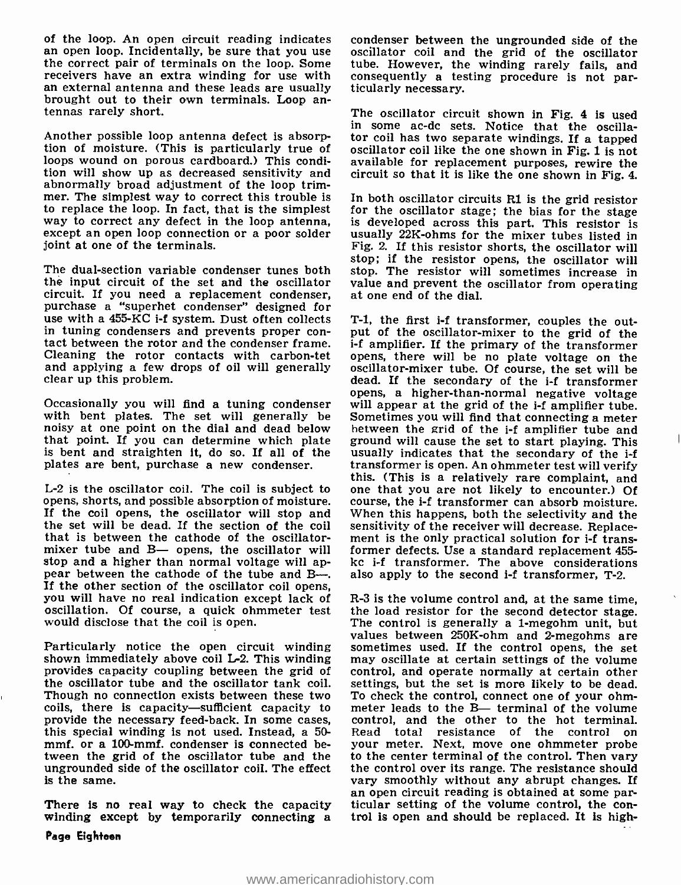of the loop. An open circuit reading indicates an open loop. Incidentally, be sure that you use the correct pair of terminals on the loop. Some receivers have an extra winding for use with an external antenna and these leads are usually brought out to their own terminals. Loop antennas rarely short.

Another possible loop antenna defect is absorption of moisture. (This is particularly true of loops wound on porous cardboard.) This condition will show up as decreased sensitivity and abnormally broad adjustment of the loop trimmer. The simplest way to correct this trouble is to replace the loop. In fact, that is the simplest way to correct any defect in the loop antenna, except an open loop connection or a poor solder joint at one of the terminals.

The dual-section variable condenser tunes both the input circuit of the set and the oscillator circuit. If you need a replacement condenser, purchase a "superhet condenser" designed for use with a 455-KC i-f system. Dust often collects in tuning condensers and prevents proper contact between the rotor and the condenser frame. Cleaning the rotor contacts with carbon-tet and applying a few drops of oil will generally clear up this problem.

Occasionally you will find a tuning condenser with bent plates. The set will generally be noisy at one point on the dial and dead below that point. If you can determine which plate is bent and straighten it, do so. If all of the plates are bent, purchase a new condenser.

L-2 is the oscillator coil. The coil is subject to opens, shorts, and possible absorption of moisture. If the coil opens, the oscillator will stop and the set will be dead. If the section of the coil that is between the cathode of the oscillator-mixer tube and B— opens, the oscillator will stop and a higher than normal voltage will appear between the cathode of the tube and B—. If the other section of the oscillator coil opens, you will have no real indication except lack of oscillation. Of course, a quick ohmmeter test would disclose that the coil is open.

Particularly notice the open circuit winding shown immediately above coil L-2. This winding provides capacity coupling between the grid of the oscillator tube and the oscillator tank coil. Though no connection exists between these two coils, there is capacity—sufficient capacity to provide the necessary feed-back. In some cases, this special winding is not used. Instead, a 50-mmf. or a 100-mmf. condenser is connected between the grid of the oscillator tube and the ungrounded side of the oscillator coil. The effect is the same.

There is no real way to check the capacity winding except by temporarily connecting a condenser between the ungrounded side of the oscillator coil and the grid of the oscillator tube. However, the winding rarely fails, and consequently a testing procedure is not particularly necessary.

The oscillator circuit shown in Fig. 4 is used in some ac-dc sets. Notice that the oscillator coil has two separate windings. If a tapped oscillator coil like the one shown in Fig. 1 is not available for replacement purposes, rewire the circuit so that it is like the one shown in Fig. 4.

In both oscillator circuits R1 is the grid resistor for the oscillator stage; the bias for the stage is developed across this part. This resistor is usually 22K-ohms for the mixer tubes listed in Fig. 2. If this resistor shorts, the oscillator will stop; if the resistor opens, the oscillator will stop. The resistor will sometimes increase in value and prevent the oscillator from operating at one end of the dial.

T-1, the first i-f transformer, couples the output of the oscillator-mixer to the grid of the i-f amplifier. If the primary of the transformer opens, there will be no plate voltage on the oscillator-mixer tube. Of course, the set will be dead. If the secondary of the i-f transformer opens, a higher-than-normal negative voltage will appear at the grid of the i-f amplifier tube. Sometimes you will find that connecting a meter between the grid of the i-f amplifier tube and ground will cause the set to start playing. This usually indicates that the secondary of the i-f transformer is open. An ohmmeter test will verify this. (This is a relatively rare complaint, and one that you are not likely to encounter.) Of course, the i-f transformer can absorb moisture. When this happens, both the selectivity and the sensitivity of the receiver will decrease. Replacement is the only practical solution for i-f transformer defects. Use a standard replacement 455-kc i-f transformer. The above considerations also apply to the second i-f transformer, T-2.

R-3 is the volume control and, at the same time, the load resistor for the second detector stage. The control is generally a 1-megohm unit, but values between 250K-ohm and 2-megohms are sometimes used. If the control opens, the set may oscillate at certain settings of the volume control, and operate normally at certain other settings, but the set is more likely to be dead. To check the control, connect one of your ohmmeter leads to the B— terminal of the volume control, and the other to the hot terminal. Read total resistance of the control on your meter. Next, move one ohmmeter probe to the center terminal of the control. Then vary the control over its range. The resistance should vary smoothly without any abrupt changes. If an open circuit reading is obtained at some particular setting of the volume control, the control is open and should be replaced. It is high-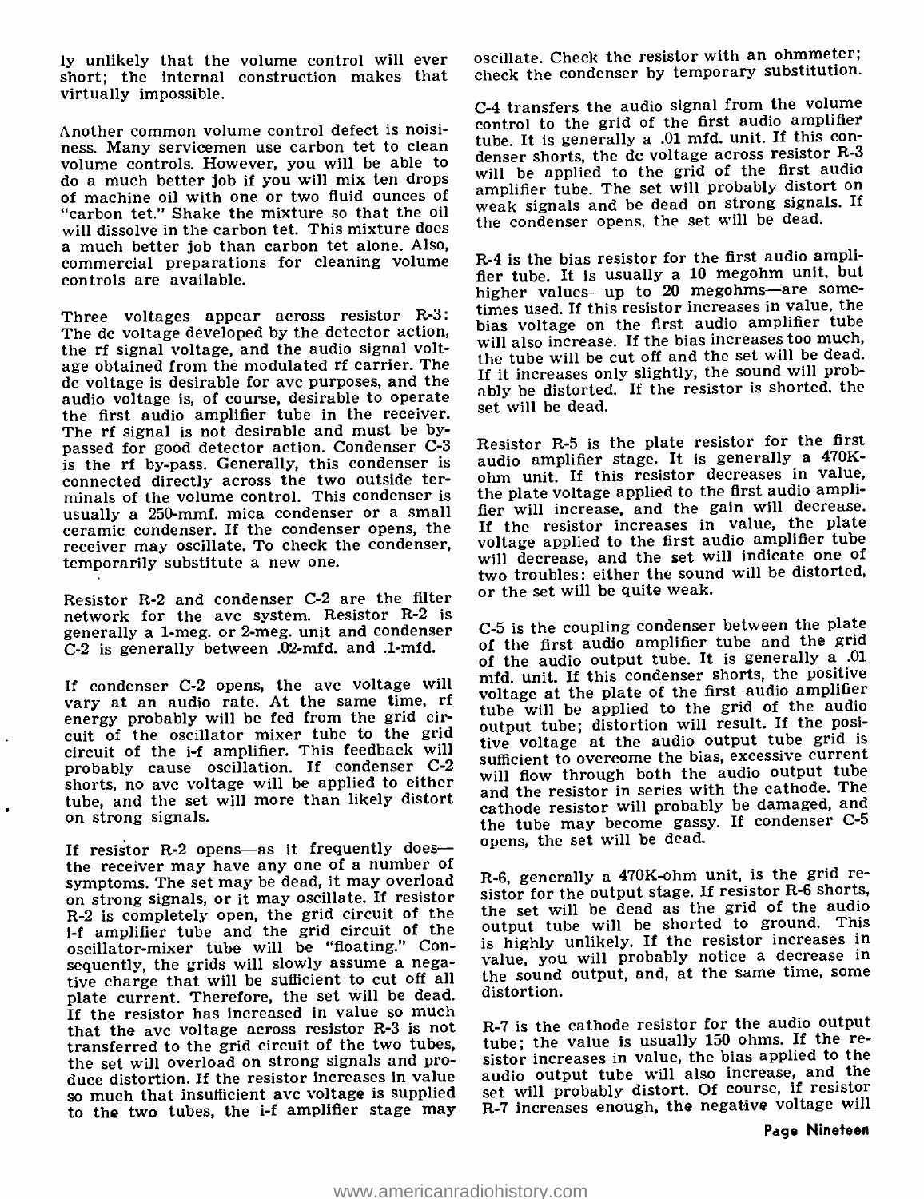ly unlikely that the volume control will ever short; the internal construction makes that virtually impossible.

Another common volume control defect is noisiness. Many servicemen use carbon tet to clean volume controls. However, you will be able to do a much better job if you will mix ten drops of machine oil with one or two fluid ounces of "carbon tet." Shake the mixture so that the oil will dissolve in the carbon tet. This mixture does a much better job than carbon tet alone. Also, commercial preparations for cleaning volume controls are available.

Three voltages appear across resistor R-3: The dc voltage developed by the detector action, the rf signal voltage, and the audio signal voltage obtained from the modulated rf carrier. The dc voltage is desirable for avc purposes, and the audio voltage is, of course, desirable to operate the first audio amplifier tube in the receiver. The rf signal is not desirable and must be bypassed for good detector action. Condenser C-3 is the rf by-pass. Generally, this condenser is connected directly across the two outside terminals of the volume control. This condenser is usually a 250-mmf. mica condenser or a small ceramic condenser. If the condenser opens, the receiver may oscillate. To check the condenser, temporarily substitute a new one.

Resistor R-2 and condenser C-2 are the filter network for the avc system. Resistor R-2 is generally a 1-meg. or 2-meg. unit and condenser C-2 is generally between .02-mfd. and .1-mfd.

If condenser C-2 opens, the avc voltage will vary at an audio rate. At the same time, rf energy probably will be fed from the grid circuit of the oscillator mixer tube to the grid circuit of the i-f amplifier. This feedback will probably cause oscillation. If condenser C-2 shorts, no avc voltage will be applied to either tube, and the set will more than likely distort on strong signals.

If resistor R-2 opens—as it frequently does—the receiver may have any one of a number of symptoms. The set may be dead, it may overload on strong signals, or it may oscillate. If resistor R-2 is completely open, the grid circuit of the i-f amplifier tube and the grid circuit of the oscillator-mixer tube will be "floating." Consequently, the grids will slowly assume a negative charge that will be sufficient to cut off all plate current. Therefore, the set will be dead. If the resistor has increased in value so much that the avc voltage across resistor R-3 is not transferred to the grid circuit of the two tubes, the set will overload on strong signals and produce distortion. If the resistor increases in value so much that insufficient avc voltage is supplied to the two tubes, the i-f amplifier stage may oscillate. Check the resistor with an ohmmeter; check the condenser by temporary substitution.

C-4 transfers the audio signal from the volume control to the grid of the first audio amplifier tube. It is generally a .01 mfd. unit. If this condenser shorts, the dc voltage across resistor R-3 will be applied to the grid of the first audio amplifier tube. The set will probably distort on weak signals and be dead on strong signals. If the condenser opens, the set will be dead.

R-4 is the bias resistor for the first audio amplifier tube. It is usually a 10 megohm unit, but higher values—up to 20 megohms—are sometimes used. If this resistor increases in value, the bias voltage on the first audio amplifier tube will also increase. If the bias increases too much, the tube will be cut off and the set will be dead. If it increases only slightly, the sound will probably be distorted. If the resistor is shorted, the set will be dead.

Resistor R-5 is the plate resistor for the first audio amplifier stage. It is generally a 470K-ohm unit. If this resistor decreases in value, the plate voltage applied to the first audio amplifier will increase, and the gain will decrease. If the resistor increases in value, the plate voltage applied to the first audio amplifier tube will decrease, and the set will indicate one of two troubles: either the sound will be distorted, or the set will be quite weak.

C-5 is the coupling condenser between the plate of the first audio amplifier tube and the grid of the audio output tube. It is generally a .01 mfd. unit. If this condenser shorts, the positive voltage at the plate of the first audio amplifier tube will be applied to the grid of the audio output tube; distortion will result. If the positive voltage at the audio output tube grid is sufficient to overcome the bias, excessive current will flow through both the audio output tube and the resistor in series with the cathode. The cathode resistor will probably be damaged, and the tube may become gassy. If condenser C-5 opens, the set will be dead.

R-6, generally a 470K-ohm unit, is the grid resistor for the output stage. If resistor R-6 shorts, the set will be dead as the grid of the audio output tube will be shorted to ground. This is highly unlikely. If the resistor increases in value, you will probably notice a decrease in the sound output, and, at the same time, some distortion.

R-7 is the cathode resistor for the audio output tube; the value is usually 150 ohms. If the resistor increases in value, the bias applied to the audio output tube will also increase, and the set will probably distort. Of course, if resistor R-7 increases enough, the negative voltage will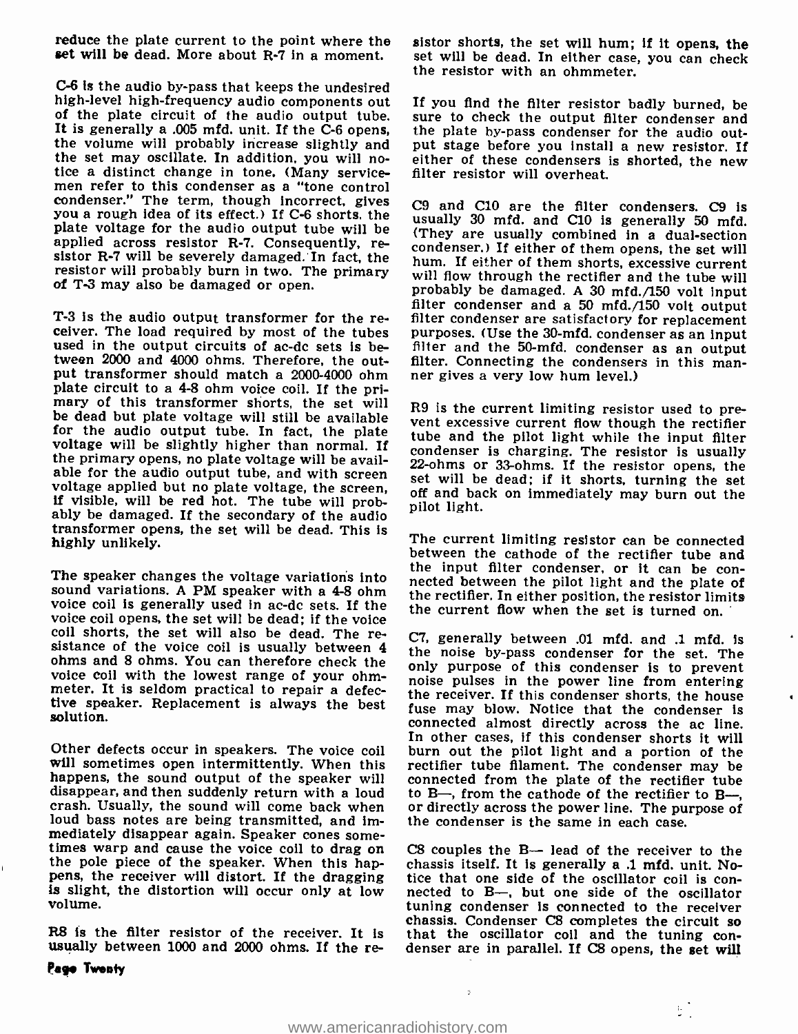reduce the plate current to the point where the set will be dead. More about R-7 in a moment.

C-6 is the audio by-pass that keeps the undesired high-level high-frequency audio components out of the plate circuit of the audio output tube. It is generally a .005 mfd. unit. If the C-6 opens, the volume will probably increase slightly and the set may oscillate. In addition, you will notice a distinct change in tone. (Many servicemen refer to this condenser as a "tone control condenser." The term, though incorrect, gives you a rough idea of its effect.) If C-6 shorts, the plate voltage for the audio output tube will be applied across resistor R-7. Consequently, resistor R-7 will be severely damaged. In fact, the resistor will probably burn in two. The primary of T-3 may also be damaged or open.

T-3 is the audio output transformer for the receiver. The load required by most of the tubes used in the output circuits of ac-dc sets is between 2000 and 4000 ohms. Therefore, the output transformer should match a 2000-4000 ohm plate circuit to a 4-8 ohm voice coil. If the primary of this transformer shorts, the set will be dead but plate voltage will still be available for the audio output tube. In fact, the plate voltage will be slightly higher than normal. If the primary opens, no plate voltage will be available for the audio output tube, and with screen voltage applied but no plate voltage, the screen, if visible, will be red hot. The tube will probably be damaged. If the secondary of the audio transformer opens, the set will be dead. This is highly unlikely.

The speaker changes the voltage variations into sound variations. A PM speaker with a 4-8 ohm voice coil is generally used in ac-dc sets. If the voice coil opens, the set will be dead; if the voice coil shorts, the set will also be dead. The resistance of the voice coil is usually between 4 ohms and 8 ohms. You can therefore check the voice coil with the lowest range of your ohmmeter. It is seldom practical to repair a defective speaker. Replacement is always the best solution.

Other defects occur in speakers. The voice coil will sometimes open intermittently. When this happens, the sound output of the speaker will disappear, and then suddenly return with a loud crash. Usually, the sound will come back when loud bass notes are being transmitted, and immediately disappear again. Speaker cones sometimes warp and cause the voice coil to drag on the pole piece of the speaker. When this happens, the receiver will distort. If the dragging is slight, the distortion will occur only at low volume.

R8 is the filter resistor of the receiver. It is usually between 1000 and 2000 ohms. If the resistor shorts, the set will hum; if it opens, the set will be dead. In either case, you can check the resistor with an ohmmeter.

If you find the filter resistor badly burned, be sure to check the output filter condenser and the plate by-pass condenser for the audio output stage before you install a new resistor. If either of these condensers is shorted, the new filter resistor will overheat.

C9 and C10 are the filter condensers. C9 is usually 30 mfd. and C10 is generally 50 mfd. (They are usually combined in a dual-section condenser.) If either of them opens, the set will hum. If either of them shorts, excessive current will flow through the rectifier and the tube will probably be damaged. A 30 mfd./150 volt input filter condenser and a 50 mfd./150 volt output filter condenser are satisfactory for replacement purposes. (Use the 30-mfd. condenser as an input filter and the 50-mfd. condenser as an output filter. Connecting the condensers in this manner gives a very low hum level.)

R9 is the current limiting resistor used to prevent excessive current flow though the rectifier tube and the pilot light while the input filter condenser is charging. The resistor is usually 22-ohms or 33-ohms. If the resistor opens, the set will be dead; if it shorts, turning the set off and back on immediately may burn out the pilot light.

The current limiting resistor can be connected between the cathode of the rectifier tube and the input filter condenser, or it can be connected between the pilot light and the plate of the rectifier. In either position, the resistor limits the current flow when the set is turned on.

C7, generally between .01 mfd. and .1 mfd. is the noise by-pass condenser for the set. The only purpose of this condenser is to prevent noise pulses in the power line from entering the receiver. If this condenser shorts, the house fuse may blow. Notice that the condenser is connected almost directly across the ac line. In other cases, if this condenser shorts it will burn out the pilot light and a portion of the rectifier tube filament. The condenser may be connected from the plate of the rectifier tube to B—, from the cathode of the rectifier to B—, or directly across the power line. The purpose of the condenser is the same in each case.

C8 couples the B— lead of the receiver to the chassis itself. It is generally a .1 mfd. unit. Notice that one side of the oscillator coil is connected to B—, but one side of the oscillator tuning condenser is connected to the receiver chassis. Condenser C8 completes the circuit so that the oscillator coil and the tuning condenser are in parallel. If C8 opens, the set will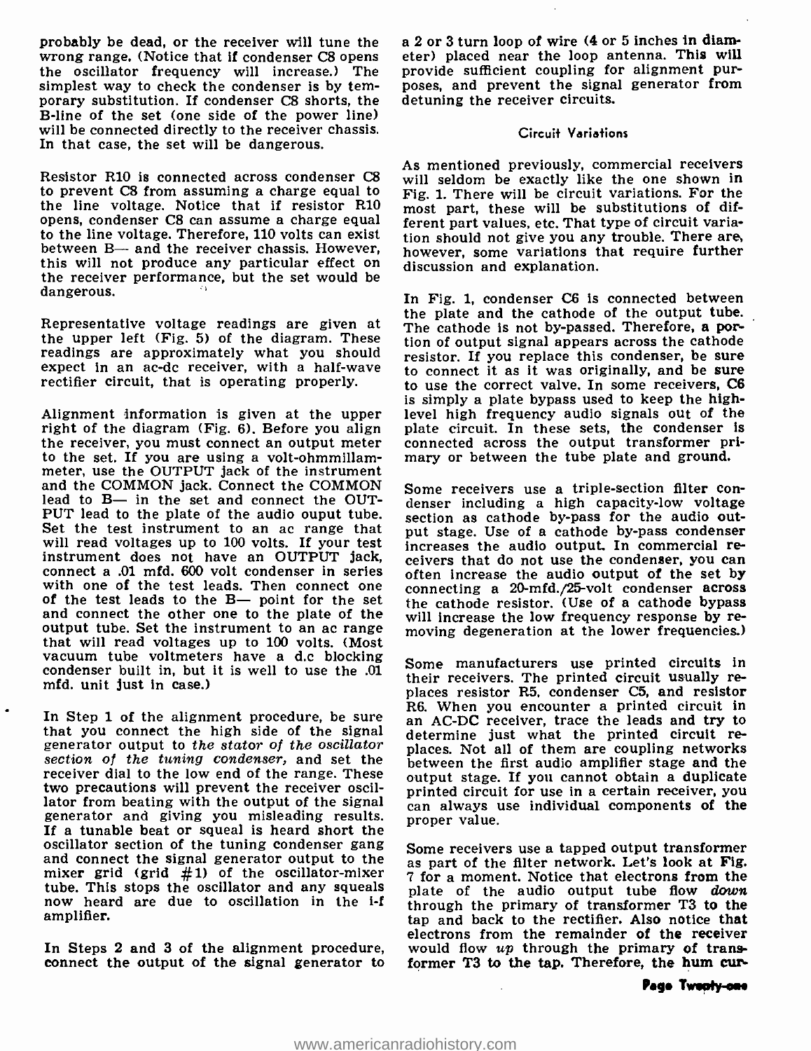probably be dead, or the receiver will tune the wrong range. (Notice that if condenser C8 opens the oscillator frequency will increase.) The simplest way to check the condenser is by temporary substitution. If condenser C8 shorts, the B-line of the set (one side of the power line) will be connected directly to the receiver chassis. In that case, the set will be dangerous.

Resistor R10 is connected across condenser C8 to prevent C8 from assuming a charge equal to the line voltage. Notice that if resistor R10 opens, condenser C8 can assume a charge equal to the line voltage. Therefore, 110 volts can exist between B— and the receiver chassis. However, this will not produce any particular effect on the receiver performance, but the set would be dangerous.

Representative voltage readings are given at the upper left (Fig. 5) of the diagram. These readings are approximately what you should expect in an ac-dc receiver, with a half-wave rectifier circuit, that is operating properly.

Alignment information is given at the upper right of the diagram (Fig. 6). Before you align the receiver, you must connect an output meter to the set. If you are using a volt-ohmmillammeter, use the OUTPUT jack of the instrument and the COMMON jack. Connect the COMMON lead to B— in the set and connect the OUTPUT lead to the plate of the audio ouput tube. Set the test instrument to an ac range that will read voltages up to 100 volts. If your test instrument does not have an OUTPUT jack, connect a .01 mfd. 600 volt condenser in series with one of the test leads. Then connect one of the test leads to the B— point for the set and connect the other one to the plate of the output tube. Set the instrument to an ac range that will read voltages up to 100 volts. (Most vacuum tube voltmeters have a d.c blocking condenser built in, but it is well to use the .01 mfd. unit just in case.)

In Step 1 of the alignment procedure, be sure that you connect the high side of the signal generator output to *the stator of the oscillator section of the tuning condenser,* and set the receiver dial to the low end of the range. These two precautions will prevent the receiver oscillator from beating with the output of the signal generator and giving you misleading results. If a tunable beat or squeal is heard short the oscillator section of the tuning condenser gang and connect the signal generator output to the mixer grid (grid #1) of the oscillator-mixer tube. This stops the oscillator and any squeals now heard are due to oscillation in the i-f amplifier.

In Steps 2 and 3 of the alignment procedure, connect the output of the signal generator to a 2 or 3 turn loop of wire (4 or 5 inches in diameter) placed near the loop antenna. This will provide sufficient coupling for alignment purposes, and prevent the signal generator from detuning the receiver circuits.

### Circuit Variations

As mentioned previously, commercial receivers will seldom be exactly like the one shown in Fig. 1. There will be circuit variations. For the most part, these will be substitutions of different part values, etc. That type of circuit variation should not give you any trouble. There are, however, some variations that require further discussion and explanation.

In Fig. 1, condenser C6 is connected between the plate and the cathode of the output tube. The cathode is not by-passed. Therefore, a portion of output signal appears across the cathode resistor. If you replace this condenser, be sure to connect it as it was originally, and be sure to use the correct valve. In some receivers, C6 is simply a plate bypass used to keep the high-level high frequency audio signals out of the plate circuit. In these sets, the condenser is connected across the output transformer primary or between the tube plate and ground.

Some receivers use a triple-section filter condenser including a high capacity-low voltage section as cathode by-pass for the audio output stage. Use of a cathode by-pass condenser increases the audio output. In commercial receivers that do not use the condenser, you can often increase the audio output of the set by connecting a 20-mfd./25-volt condenser across the cathode resistor. (Use of a cathode bypass will increase the low frequency response by removing degeneration at the lower frequencies.)

Some manufacturers use printed circuits in their receivers. The printed circuit usually replaces resistor R5, condenser C5, and resistor R6. When you encounter a printed circuit in an AC-DC receiver, trace the leads and try to determine just what the printed circuit replaces. Not all of them are coupling networks between the first audio amplifier stage and the output stage. If you cannot obtain a duplicate printed circuit for use in a certain receiver, you can always use individual components of the proper value.

Some receivers use a tapped output transformer as part of the filter network. Let's look at Fig. 7 for a moment. Notice that electrons from the plate of the audio output tube flow *down* through the primary of transformer T3 to the tap and back to the rectifier. Also notice that electrons from the remainder of the receiver would flow *up* through the primary of transformer T3 to the tap. Therefore, the hum cur-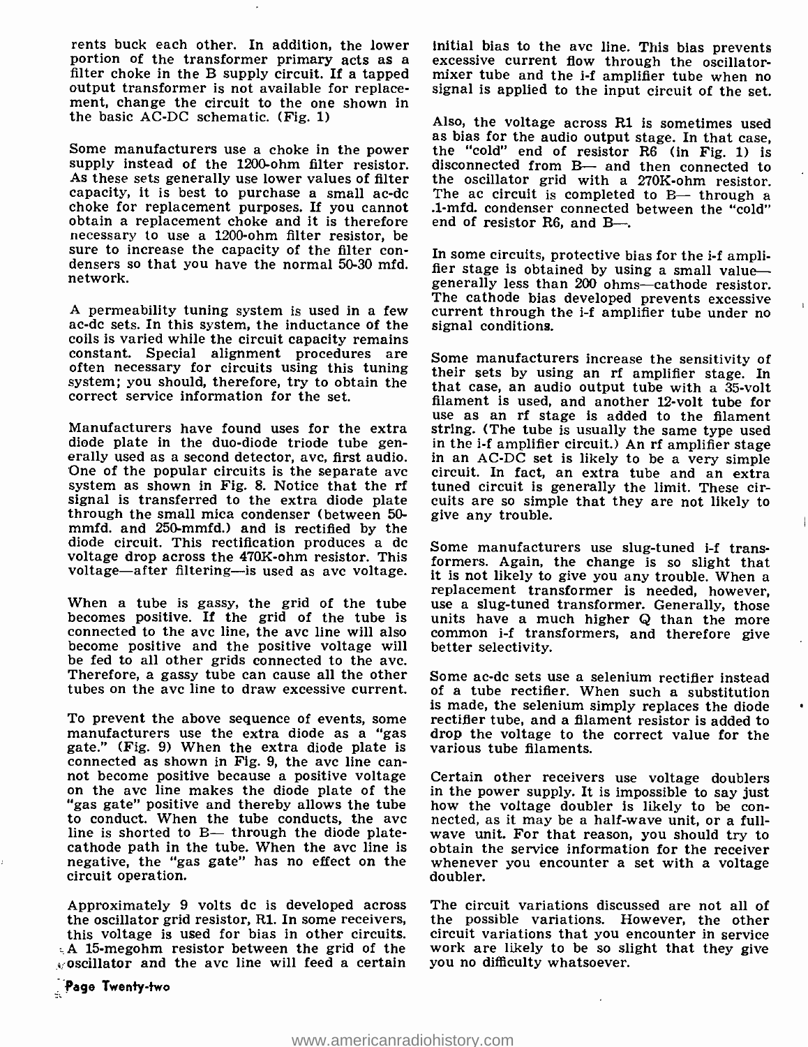rents buck each other. In addition, the lower portion of the transformer primary acts as a filter choke in the B supply circuit. If a tapped output transformer is not available for replacement, change the circuit to the one shown in the basic AC-DC schematic. (Fig. 1)

Some manufacturers use a choke in the power supply instead of the 1200-ohm filter resistor. As these sets generally use lower values of filter capacity, it is best to purchase a small ac-dc choke for replacement purposes. If you cannot obtain a replacement choke and it is therefore necessary to use a 1200-ohm filter resistor, be sure to increase the capacity of the filter condensers so that you have the normal 50-30 mfd. network.

A permeability tuning system is used in a few ac-dc sets. In this system, the inductance of the coils is varied while the circuit capacity remains constant. Special alignment procedures are often necessary for circuits using this tuning system; you should, therefore, try to obtain the correct service information for the set.

Manufacturers have found uses for the extra diode plate in the duo-diode triode tube generally used as a second detector, avc, first audio. One of the popular circuits is the separate avc system as shown in Fig. 8. Notice that the rf signal is transferred to the extra diode plate through the small mica condenser (between 50-mmfd. and 250-mmfd.) and is rectified by the diode circuit. This rectification produces a dc voltage drop across the 470K-ohm resistor. This voltage—after filtering—is used as avc voltage.

When a tube is gassy, the grid of the tube becomes positive. If the grid of the tube is connected to the avc line, the avc line will also become positive and the positive voltage will be fed to all other grids connected to the avc. Therefore, a gassy tube can cause all the other tubes on the avc line to draw excessive current.

To prevent the above sequence of events, some manufacturers use the extra diode as a "gas gate." (Fig. 9) When the extra diode plate is connected as shown in Fig. 9, the avc line cannot become positive because a positive voltage on the avc line makes the diode plate of the "gas gate" positive and thereby allows the tube to conduct. When the tube conducts, the avc line is shorted to B— through the diode plate-cathode path in the tube. When the avc line is negative, the "gas gate" has no effect on the circuit operation.

Approximately 9 volts dc is developed across the oscillator grid resistor, R1. In some receivers, this voltage is used for bias in other circuits. A 15-megohm resistor between the grid of the oscillator and the avc line will feed a certain initial bias to the avc line. This bias prevents excessive current flow through the oscillator-mixer tube and the i-f amplifier tube when no signal is applied to the input circuit of the set.

Also, the voltage across R1 is sometimes used as bias for the audio output stage. In that case, the "cold" end of resistor R6 (in Fig. 1) is disconnected from B— and then connected to the oscillator grid with a 270K-ohm resistor. The ac circuit is completed to B— through a .1-mfd. condenser connected between the "cold" end of resistor R6, and B—.

In some circuits, protective bias for the i-f amplifier stage is obtained by using a small value—generally less than 200 ohms—cathode resistor. The cathode bias developed prevents excessive current through the i-f amplifier tube under no signal conditions.

Some manufacturers increase the sensitivity of their sets by using an rf amplifier stage. In that case, an audio output tube with a 35-volt filament is used, and another 12-volt tube for use as an rf stage is added to the filament string. (The tube is usually the same type used in the i-f amplifier circuit.) An rf amplifier stage in an AC-DC set is likely to be a very simple circuit. In fact, an extra tube and an extra tuned circuit is generally the limit. These circuits are so simple that they are not likely to give any trouble.

Some manufacturers use slug-tuned i-f transformers. Again, the change is so slight that it is not likely to give you any trouble. When a replacement transformer is needed, however, use a slug-tuned transformer. Generally, those units have a much higher Q than the more common i-f transformers, and therefore give better selectivity.

Some ac-dc sets use a selenium rectifier instead of a tube rectifier. When such a substitution is made, the selenium simply replaces the diode rectifier tube, and a filament resistor is added to drop the voltage to the correct value for the various tube filaments.

Certain other receivers use voltage doublers in the power supply. It is impossible to say just how the voltage doubler is likely to be connected, as it may be a half-wave unit, or a full-wave unit. For that reason, you should try to obtain the service information for the receiver whenever you encounter a set with a voltage doubler.

The circuit variations discussed are not all of the possible variations. However, the other circuit variations that you encounter in service work are likely to be so slight that they give you no difficulty whatsoever.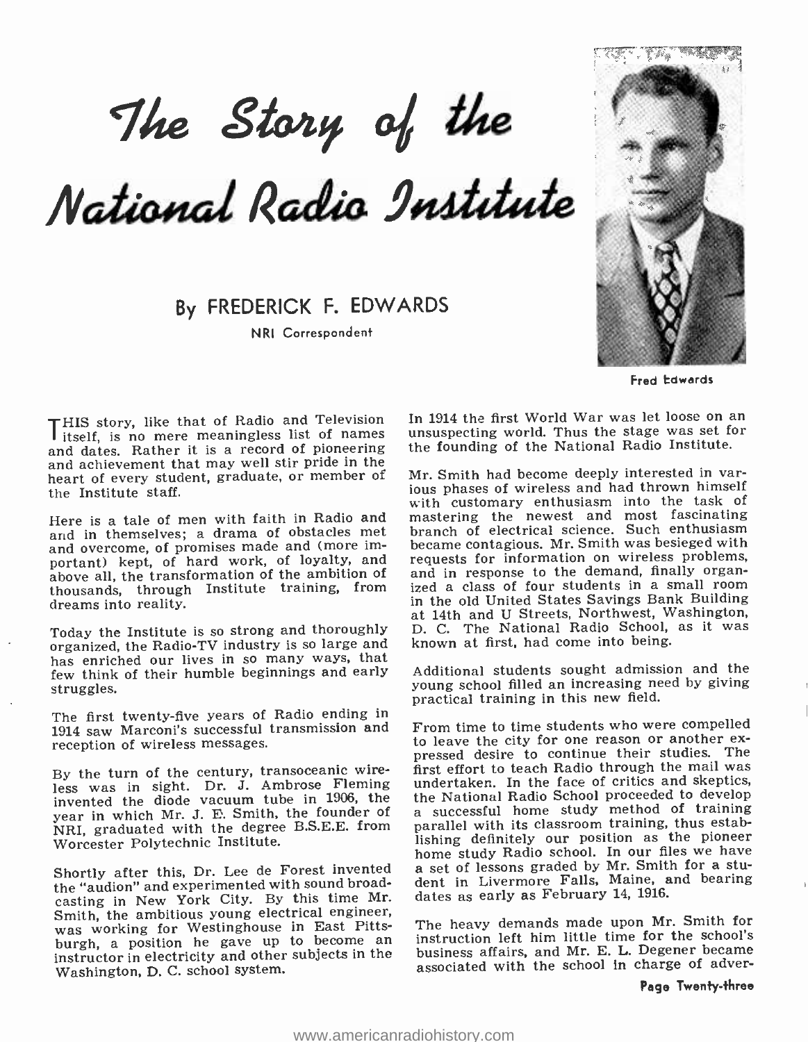# The Story of the National Radio Institute

## By FREDERICK F. EDWARDS

NRI Correspondent

Fred Edwards

THIS story, like that of Radio and Television itself, is no mere meaningless list of names and dates. Rather it is a record of pioneering and achievement that may well stir pride in the heart of every student, graduate, or member of the Institute staff.

Here is a tale of men with faith in Radio and in themselves; a drama of obstacles met and overcome, of promises made and (more important) kept, of hard work, of loyalty, and above all, the transformation of the ambition of thousands, through Institute training, from dreams into reality.

Today the Institute is so strong and thoroughly organized, the Radio-TV industry is so large and has enriched our lives in so many ways, that few think of their humble beginnings and early struggles.

The first twenty-five years of Radio ending in 1914 saw Marconi's successful transmission and reception of wireless messages.

By the turn of the century, transoceanic wireless was in sight. Dr. J. Ambrose Fleming invented the diode vacuum tube in 1906, the year in which Mr. J. E. Smith, the founder of NRI, graduated with the degree B.S.E.E. from Worcester Polytechnic Institute.

Shortly after this, Dr. Lee de Forest invented the "audion" and experimented with sound broadcasting in New York City. By this time Mr. Smith, the ambitious young electrical engineer, was working for Westinghouse in East Pittsburgh, a position he gave up to become an instructor in electricity and other subjects in the Washington, D. C. school system.

In 1914 the first World War was let loose on an unsuspecting world. Thus the stage was set for the founding of the National Radio Institute.

Mr. Smith had become deeply interested in various phases of wireless and had thrown himself with customary enthusiasm into the task of mastering the newest and most fascinating branch of electrical science. Such enthusiasm became contagious. Mr. Smith was besieged with requests for information on wireless problems, and in response to the demand, finally organized a class of four students in a small room in the old United States Savings Bank Building at 14th and U Streets, Northwest, Washington, D. C. The National Radio School, as it was known at first, had come into being.

Additional students sought admission and the young school filled an increasing need by giving practical training in this new field.

From time to time students who were compelled to leave the city for one reason or another expressed desire to continue their studies. The first effort to teach Radio through the mail was undertaken. In the face of critics and skeptics, the National Radio School proceeded to develop a successful home study method of training parallel with its classroom training, thus establishing definitely our position as the pioneer home study Radio school. In our files we have a set of lessons graded by Mr. Smith for a student in Livermore Falls, Maine, and bearing dates as early as February 14, 1916.

The heavy demands made upon Mr. Smith for instruction left him little time for the school's business affairs, and Mr. E. L. Degener became associated with the school in charge of adver-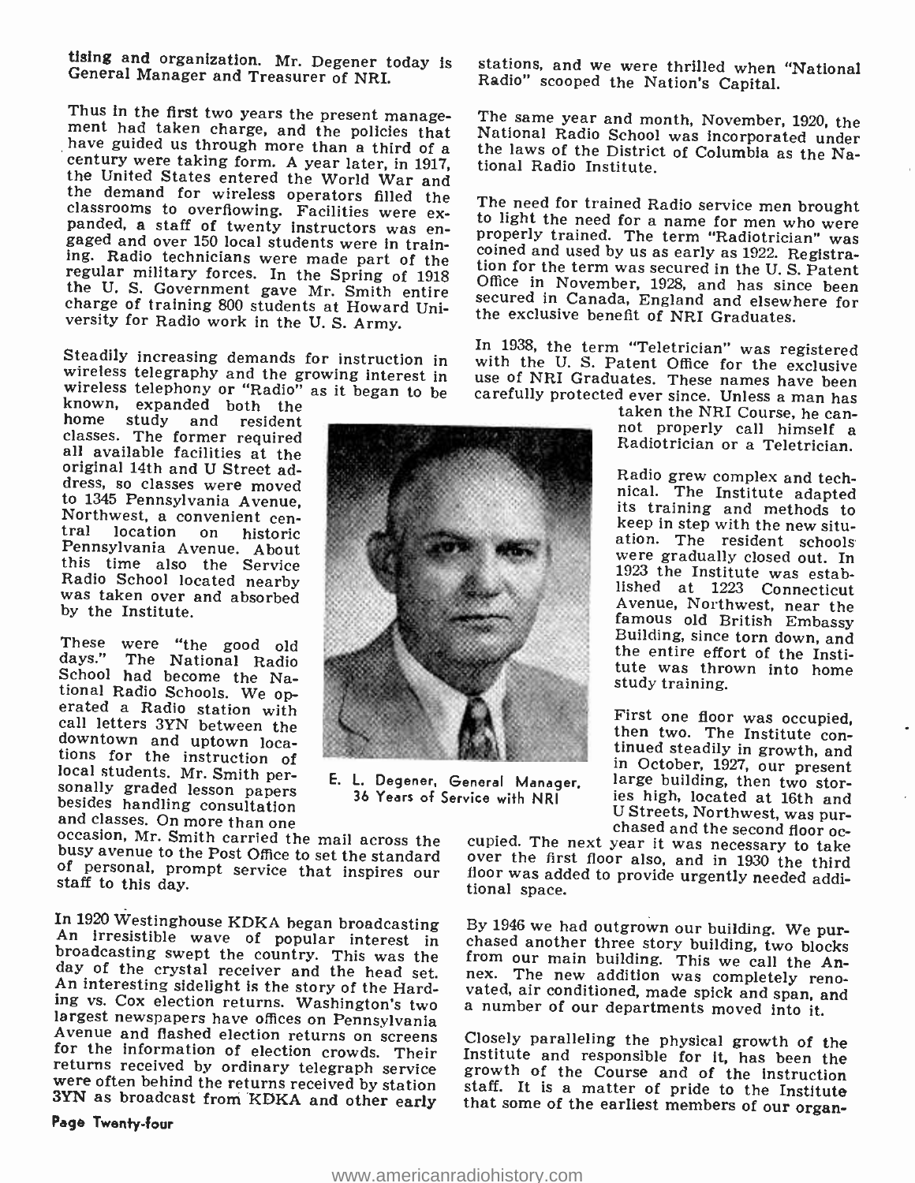tising and organization. Mr. Degener today is General Manager and Treasurer of NRI.

Thus in the first two years the present management had taken charge, and the policies that have guided us through more than a third of a century were taking form. A year later, in 1917, the United States entered the World War and the demand for wireless operators filled the classrooms to overflowing. Facilities were expanded, a staff of twenty instructors was engaged and over 150 local students were in training. Radio technicians were made part of the regular military forces. In the Spring of 1918 the U. S. Government gave Mr. Smith entire charge of training 800 students at Howard University for Radio work in the U. S. Army.

Steadily increasing demands for instruction in wireless telegraphy and the growing interest in wireless telephony or "Radio" as it began to be known, expanded both the home study and resident classes. The former required all available facilities at the original 14th and U Street address, so classes were moved to 1345 Pennsylvania Avenue, Northwest, a convenient central location on historic Pennsylvania Avenue. About this time also the Service Radio School located nearby was taken over and absorbed by the Institute.

These were "the good old days." The National Radio School had become the National Radio Schools. We operated a Radio station with call letters 3YN between the downtown and uptown locations for the instruction of local students. Mr. Smith personally graded lesson papers besides handling consultation and classes. On more than one occasion, Mr. Smith carried the mail across the busy avenue to the Post Office to set the standard of personal, prompt service that inspires our staff to this day.

In 1920 Westinghouse KDKA began broadcasting An irresistible wave of popular interest in broadcasting swept the country. This was the day of the crystal receiver and the head set. An interesting sidelight is the story of the Harding vs. Cox election returns. Washington's two largest newspapers have offices on Pennsylvania Avenue and flashed election returns on screens for the information of election crowds. Their returns received by ordinary telegraph service were often behind the returns received by station 3YN as broadcast from KDKA and other early stations, and we were thrilled when "National Radio" scooped the Nation's Capital.

The same year and month, November, 1920, the National Radio School was incorporated under the laws of the District of Columbia as the National Radio Institute.

The need for trained Radio service men brought to light the need for a name for men who were properly trained. The term "Radiotrician" was coined and used by us as early as 1922. Registration for the term was secured in the U. S. Patent Office in November, 1928, and has since been secured in Canada, England and elsewhere for the exclusive benefit of NRI Graduates.

In 1938, the term "Teletrician" was registered with the U. S. Patent Office for the exclusive use of NRI Graduates. These names have been carefully protected ever since. Unless a man has taken the NRI Course, he cannot properly call himself a Radiotrician or a Teletrician.

E. L. Degener, General Manager, 36 Years of Service with NRI

Radio grew complex and technical. The Institute adapted its training and methods to keep in step with the new situation. The resident schools were gradually closed out. In 1923 the Institute was established at 1223 Connecticut Avenue, Northwest, near the famous old British Embassy Building, since torn down, and the entire effort of the Institute was thrown into home study training.

First one floor was occupied, then two. The Institute continued steadily in growth, and in October, 1927, our present large building, then two stories high, located at 16th and U Streets, Northwest, was purchased and the second floor occupied. The next year it was necessary to take over the first floor also, and in 1930 the third floor was added to provide urgently needed additional space.

By 1946 we had outgrown our building. We purchased another three story building, two blocks from our main building. This we call the Annex. The new addition was completely renovated, air conditioned, made spick and span, and a number of our departments moved into it.

Closely paralleling the physical growth of the Institute and responsible for it, has been the growth of the Course and of the instruction staff. It is a matter of pride to the Institute that some of the earliest members of our organ-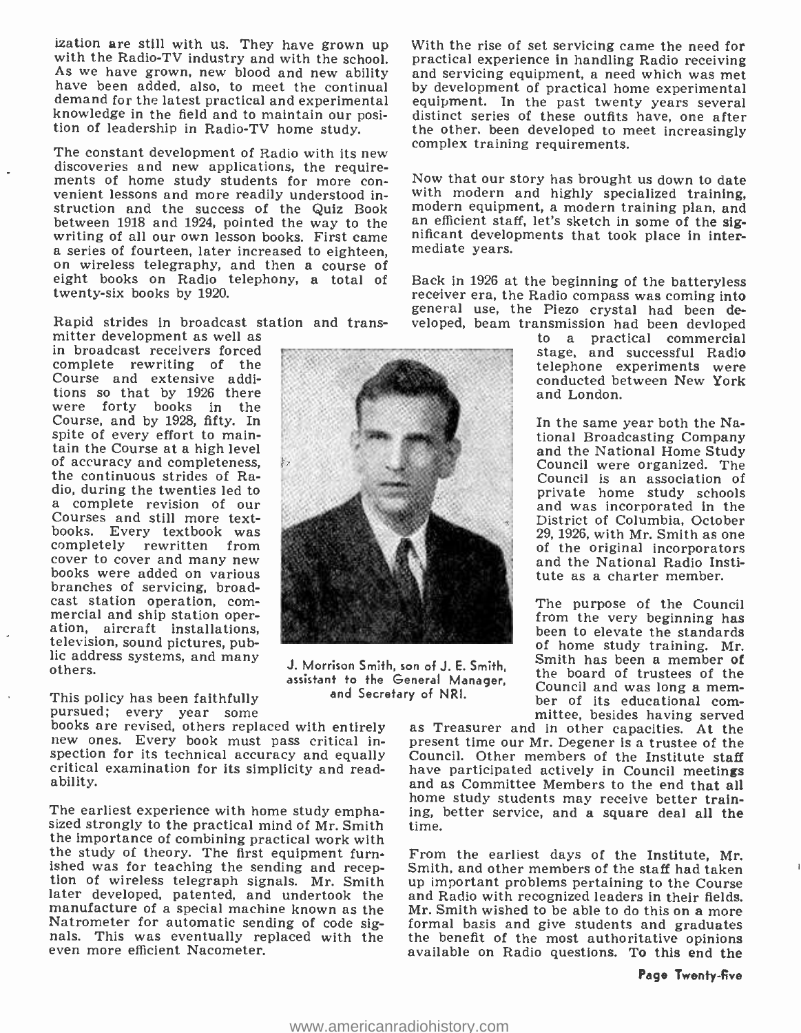ization are still with us. They have grown up with the Radio-TV industry and with the school. As we have grown, new blood and new ability have been added, also, to meet the continual demand for the latest practical and experimental knowledge in the field and to maintain our position of leadership in Radio-TV home study.

The constant development of Radio with its new discoveries and new applications, the requirements of home study students for more convenient lessons and more readily understood instruction and the success of the Quiz Book between 1918 and 1924, pointed the way to the writing of all our own lesson books. First came a series of fourteen, later increased to eighteen, on wireless telegraphy, and then a course of eight books on Radio telephony, a total of twenty-six books by 1920.

Rapid strides in broadcast station and transmitter development as well as in broadcast receivers forced complete rewriting of the Course and extensive additions so that by 1926 there were forty books in the Course, and by 1928, fifty. In spite of every effort to maintain the Course at a high level of accuracy and completeness, the continuous strides of Radio, during the twenties led to a complete revision of our Courses and still more textbooks. Every textbook was completely rewritten from cover to cover and many new books were added on various branches of servicing, broadcast station operation, commercial and ship station operation, aircraft installations, television, sound pictures, public address systems, and many others.

J. Morrison Smith, son of J. E. Smith, assistant to the General Manager, and Secretary of NRI.

This policy has been faithfully pursued; every year some books are revised, others replaced with entirely new ones. Every book must pass critical inspection for its technical accuracy and equally critical examination for its simplicity and readability.

The earliest experience with home study emphasized strongly to the practical mind of Mr. Smith the importance of combining practical work with the study of theory. The first equipment furnished was for teaching the sending and reception of wireless telegraph signals. Mr. Smith later developed, patented, and undertook the manufacture of a special machine known as the Natrometer for automatic sending of code signals. This was eventually replaced with the even more efficient Nacometer.

With the rise of set servicing came the need for practical experience in handling Radio receiving and servicing equipment, a need which was met by development of practical home experimental equipment. In the past twenty years several distinct series of these outfits have, one after the other, been developed to meet increasingly complex training requirements.

Now that our story has brought us down to date with modern and highly specialized training, modern equipment, a modern training plan, and an efficient staff, let's sketch in some of the significant developments that took place in intermediate years.

Back in 1926 at the beginning of the batteryless receiver era, the Radio compass was coming into general use, the Piezo crystal had been developed, beam transmission had been devloped to a practical commercial stage, and successful Radio telephone experiments were conducted between New York and London.

In the same year both the National Broadcasting Company and the National Home Study Council were organized. The Council is an association of private home study schools and was incorporated in the District of Columbia, October 29, 1926, with Mr. Smith as one of the original incorporators and the National Radio Institute as a charter member.

The purpose of the Council from the very beginning has been to elevate the standards of home study training. Mr. Smith has been a member of the board of trustees of the Council and was long a member of its educational committee, besides having served as Treasurer and in other capacities. At the present time our Mr. Degener is a trustee of the Council. Other members of the Institute staff have participated actively in Council meetings and as Committee Members to the end that all home study students may receive better training, better service, and a square deal all the time.

From the earliest days of the Institute, Mr. Smith, and other members of the staff had taken up important problems pertaining to the Course and Radio with recognized leaders in their fields. Mr. Smith wished to be able to do this on a more formal basis and give students and graduates the benefit of the most authoritative opinions available on Radio questions. To this end the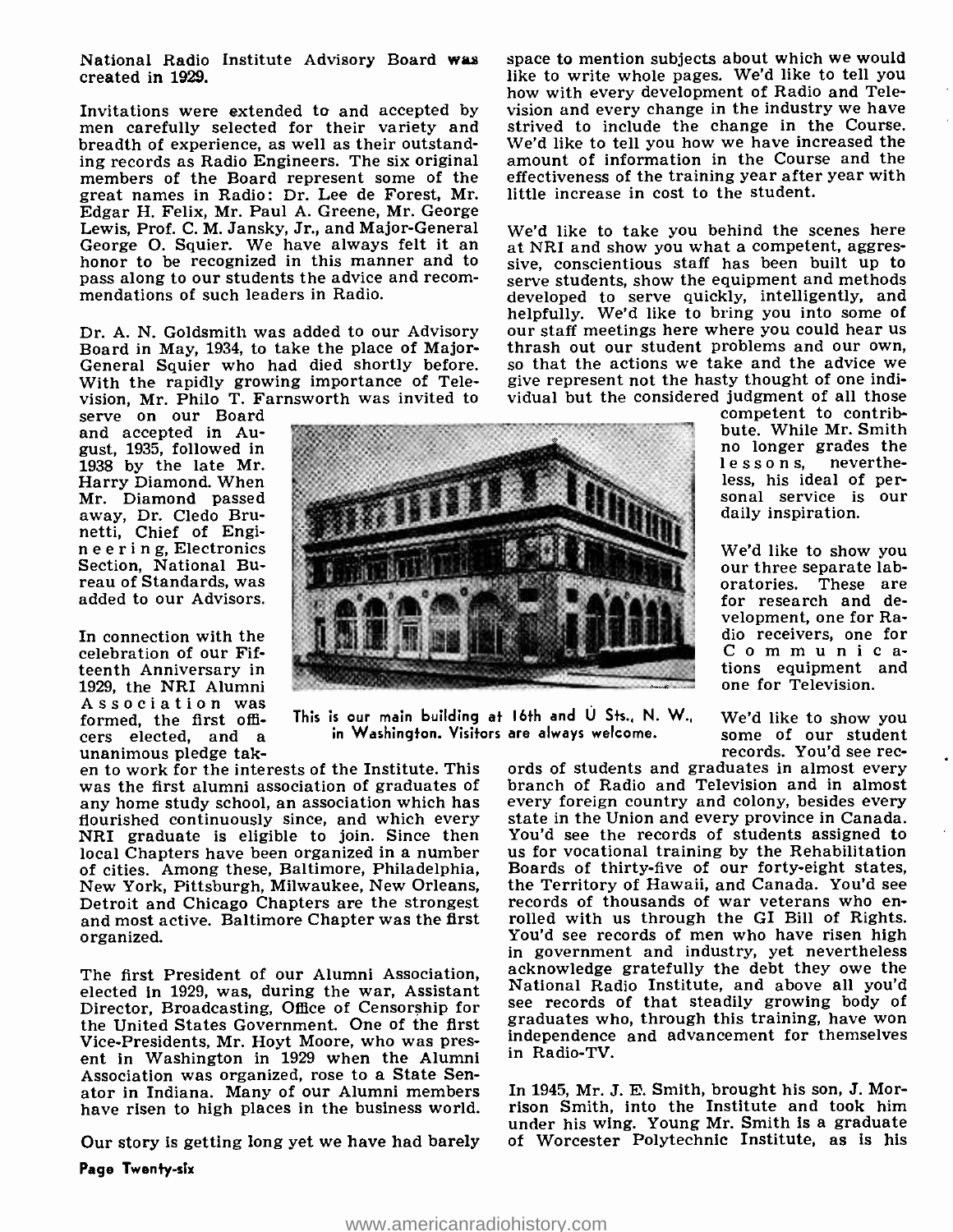National Radio Institute Advisory Board was created in 1929.

Invitations were extended to and accepted by men carefully selected for their variety and breadth of experience, as well as their outstanding records as Radio Engineers. The six original members of the Board represent some of the great names in Radio: Dr. Lee de Forest, Mr. Edgar H. Felix, Mr. Paul A. Greene, Mr. George Lewis, Prof. C. M. Jansky, Jr., and Major-General George O. Squier. We have always felt it an honor to be recognized in this manner and to pass along to our students the advice and recommendations of such leaders in Radio.

Dr. A. N. Goldsmith was added to our Advisory Board in May, 1934, to take the place of Major-General Squier who had died shortly before. With the rapidly growing importance of Television, Mr. Philo T. Farnsworth was invited to serve on our Board and accepted in August, 1935, followed in 1938 by the late Mr. Harry Diamond. When Mr. Diamond passed away, Dr. Cledo Brunetti, Chief of Engineering, Electronics Section, National Bureau of Standards, was added to our Advisors.

In connection with the celebration of our Fifteenth Anniversary in 1929, the NRI Alumni Association was formed, the first officers elected, and a unanimous pledge taken to work for the interests of the Institute. This was the first alumni association of graduates of any home study school, an association which has flourished continuously since, and which every NRI graduate is eligible to join. Since then local Chapters have been organized in a number of cities. Among these, Baltimore, Philadelphia, New York, Pittsburgh, Milwaukee, New Orleans, Detroit and Chicago Chapters are the strongest and most active. Baltimore Chapter was the first organized.

The first President of our Alumni Association, elected in 1929, was, during the war, Assistant Director, Broadcasting, Office of Censorship for the United States Government. One of the first Vice-Presidents, Mr. Hoyt Moore, who was present in Washington in 1929 when the Alumni Association was organized, rose to a State Senator in Indiana. Many of our Alumni members have risen to high places in the business world.

Our story is getting long yet we have had barely space to mention subjects about which we would like to write whole pages. We'd like to tell you how with every development of Radio and Television and every change in the industry we have strived to include the change in the Course. We'd like to tell you how we have increased the amount of information in the Course and the effectiveness of the training year after year with little increase in cost to the student.

We'd like to take you behind the scenes here at NRI and show you what a competent, aggressive, conscientious staff has been built up to serve students, show the equipment and methods developed to serve quickly, intelligently, and helpfully. We'd like to bring you into some of our staff meetings here where you could hear us thrash out our student problems and our own, so that the actions we take and the advice we give represent not the hasty thought of one individual but the considered judgment of all those competent to contribute. While Mr. Smith no longer grades the lessons, nevertheless, his ideal of personal service is our daily inspiration.

This is our main building at 16th and U Sts., N. W., in Washington. Visitors are always welcome.

We'd like to show you our three separate laboratories. These are for research and development, one for Radio receivers, one for Communications equipment and one for Television.

We'd like to show you some of our student records. You'd see records of students and graduates in almost every branch of Radio and Television and in almost every foreign country and colony, besides every state in the Union and every province in Canada. You'd see the records of students assigned to us for vocational training by the Rehabilitation Boards of thirty-five of our forty-eight states, the Territory of Hawaii, and Canada. You'd see records of thousands of war veterans who enrolled with us through the GI Bill of Rights. You'd see records of men who have risen high in government and industry, yet nevertheless acknowledge gratefully the debt they owe the National Radio Institute, and above all you'd see records of that steadily growing body of graduates who, through this training, have won independence and advancement for themselves in Radio-TV.

In 1945, Mr. J. E. Smith, brought his son, J. Morrison Smith, into the Institute and took him under his wing. Young Mr. Smith is a graduate of Worcester Polytechnic Institute, as is his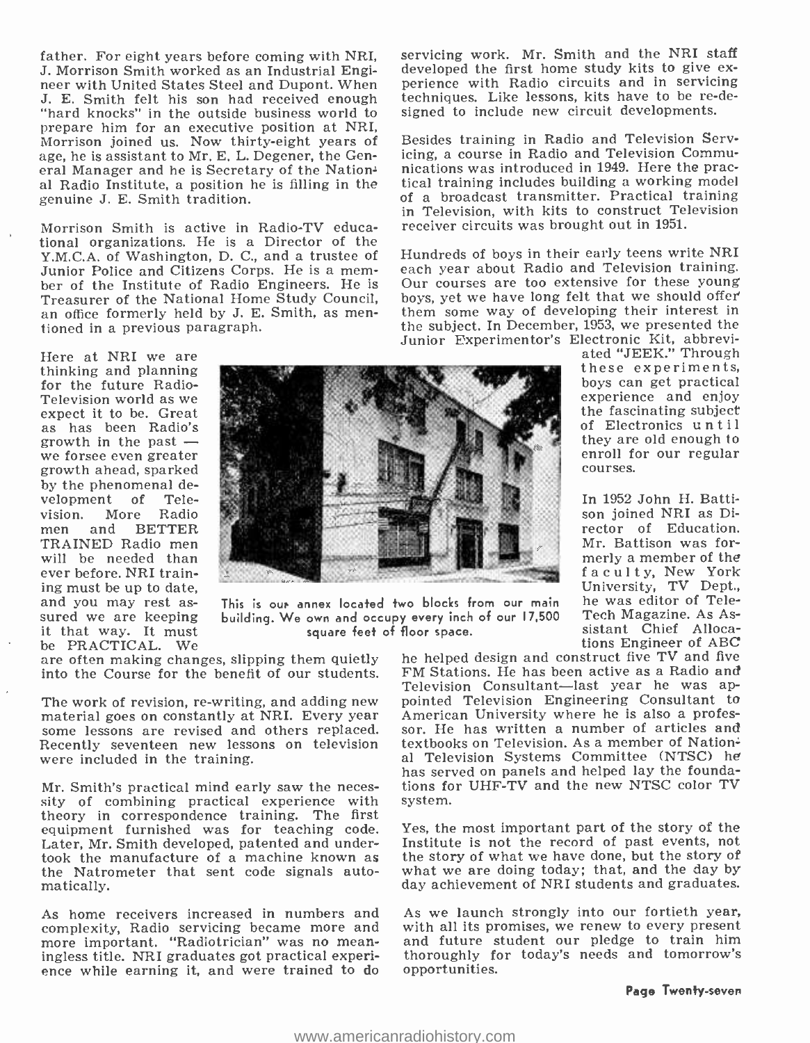father. For eight years before coming with NRI, J. Morrison Smith worked as an Industrial Engineer with United States Steel and Dupont. When J. E. Smith felt his son had received enough "hard knocks" in the outside business world to prepare him for an executive position at NRI, Morrison joined us. Now thirty-eight years of age, he is assistant to Mr. E. L. Degener, the General Manager and he is Secretary of the National Radio Institute, a position he is filling in the genuine J. E. Smith tradition.

Morrison Smith is active in Radio-TV educational organizations. He is a Director of the Y.M.C.A. of Washington, D. C., and a trustee of Junior Police and Citizens Corps. He is a member of the Institute of Radio Engineers. He is Treasurer of the National Home Study Council, an office formerly held by J. E. Smith, as mentioned in a previous paragraph.

Here at NRI we are thinking and planning for the future Radio-Television world as we expect it to be. Great as has been Radio's growth in the past — we forsee even greater growth ahead, sparked by the phenomenal development of Television. More Radio men and BETTER TRAINED Radio men will be needed than ever before. NRI training must be up to date, and you may rest assured we are keeping it that way. It must be PRACTICAL. We are often making changes, slipping them quietly into the Course for the benefit of our students.

This is our annex located two blocks from our main building. We own and occupy every inch of our 17,500 square feet of floor space.

The work of revision, re-writing, and adding new material goes on constantly at NRI. Every year some lessons are revised and others replaced. Recently seventeen new lessons on television were included in the training.

Mr. Smith's practical mind early saw the necessity of combining practical experience with theory in correspondence training. The first equipment furnished was for teaching code. Later, Mr. Smith developed, patented and undertook the manufacture of a machine known as the Natrometer that sent code signals automatically.

As home receivers increased in numbers and complexity, Radio servicing became more and more important. "Radiotrician" was no meaningless title. NRI graduates got practical experience while earning it, and were trained to do servicing work. Mr. Smith and the NRI staff developed the first home study kits to give experience with Radio circuits and in servicing techniques. Like lessons, kits have to be re-designed to include new circuit developments.

Besides training in Radio and Television Servicing, a course in Radio and Television Communications was introduced in 1949. Here the practical training includes building a working model of a broadcast transmitter. Practical training in Television, with kits to construct Television receiver circuits was brought out in 1951.

Hundreds of boys in their early teens write NRI each year about Radio and Television training. Our courses are too extensive for these young boys, yet we have long felt that we should offer them some way of developing their interest in the subject. In December, 1953, we presented the Junior Experimentor's Electronic Kit, abbreviated "JEEK." Through these experiments, boys can get practical experience and enjoy the fascinating subject of Electronics until they are old enough to enroll for our regular courses.

In 1952 John H. Battison joined NRI as Director of Education. Mr. Battison was formerly a member of the faculty, New York University, TV Dept., he was editor of Tele-Tech Magazine. As Assistant Chief Allocations Engineer of ABC he helped design and construct five TV and five FM Stations. He has been active as a Radio and Television Consultant—last year he was appointed Television Engineering Consultant to American University where he is also a professor. He has written a number of articles and textbooks on Television. As a member of National Television Systems Committee (NTSC) he has served on panels and helped lay the foundations for UHF-TV and the new NTSC color TV system.

Yes, the most important part of the story of the Institute is not the record of past events, not the story of what we have done, but the story of what we are doing today; that, and the day by day achievement of NRI students and graduates.

As we launch strongly into our fortieth year, with all its promises, we renew to every present and future student our pledge to train him thoroughly for today's needs and tomorrow's opportunities.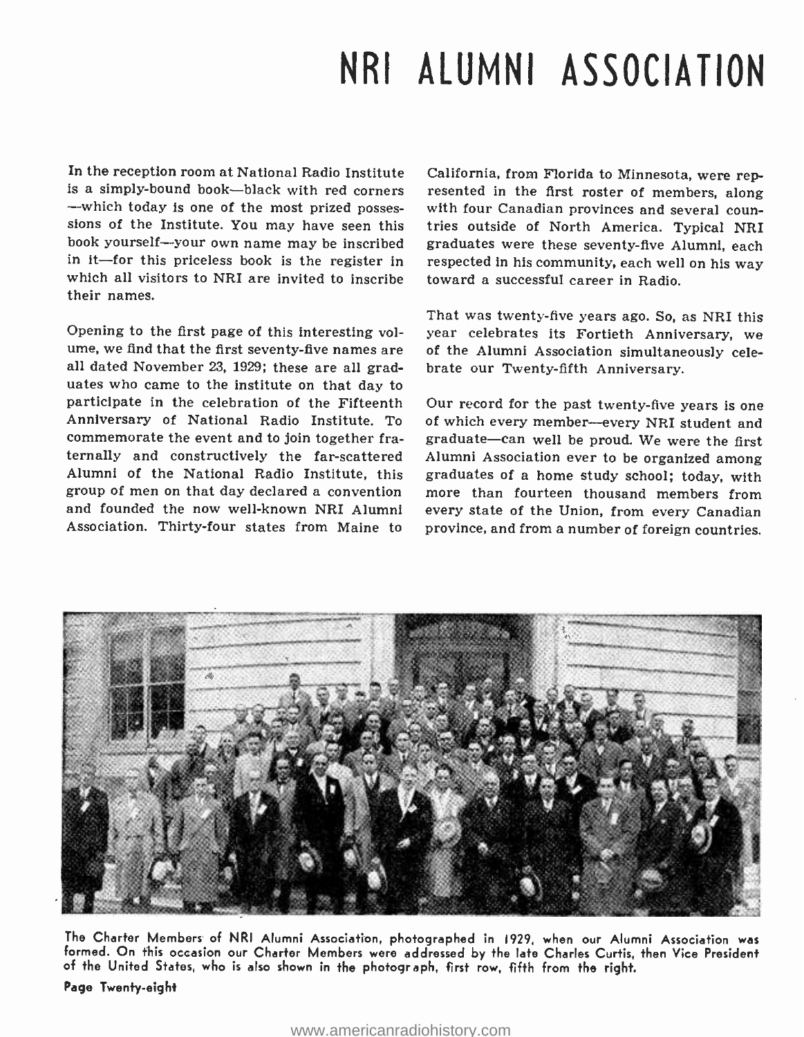# NRI ALUMNI ASSOCIATION

In the reception room at National Radio Institute is a simply-bound book—black with red corners—which today is one of the most prized possessions of the Institute. You may have seen this book yourself—your own name may be inscribed in it—for this priceless book is the register in which all visitors to NRI are invited to inscribe their names.

Opening to the first page of this interesting volume, we find that the first seventy-five names are all dated November 23, 1929; these are all graduates who came to the institute on that day to participate in the celebration of the Fifteenth Anniversary of National Radio Institute. To commemorate the event and to join together fraternally and constructively the far-scattered Alumni of the National Radio Institute, this group of men on that day declared a convention and founded the now well-known NRI Alumni Association. Thirty-four states from Maine to California, from Florida to Minnesota, were represented in the first roster of members, along with four Canadian provinces and several countries outside of North America. Typical NRI graduates were these seventy-five Alumni, each respected in his community, each well on his way toward a successful career in Radio.

That was twenty-five years ago. So, as NRI this year celebrates its Fortieth Anniversary, we of the Alumni Association simultaneously celebrate our Twenty-fifth Anniversary.

Our record for the past twenty-five years is one of which every member—every NRI student and graduate—can well be proud. We were the first Alumni Association ever to be organized among graduates of a home study school; today, with more than fourteen thousand members from every state of the Union, from every Canadian province, and from a number of foreign countries.

The Charter Members of NRI Alumni Association, photographed in 1929, when our Alumni Association was formed. On this occasion our Charter Members were addressed by the late Charles Curtis, then Vice President of the United States, who is also shown in the photograph, first row, fifth from the right.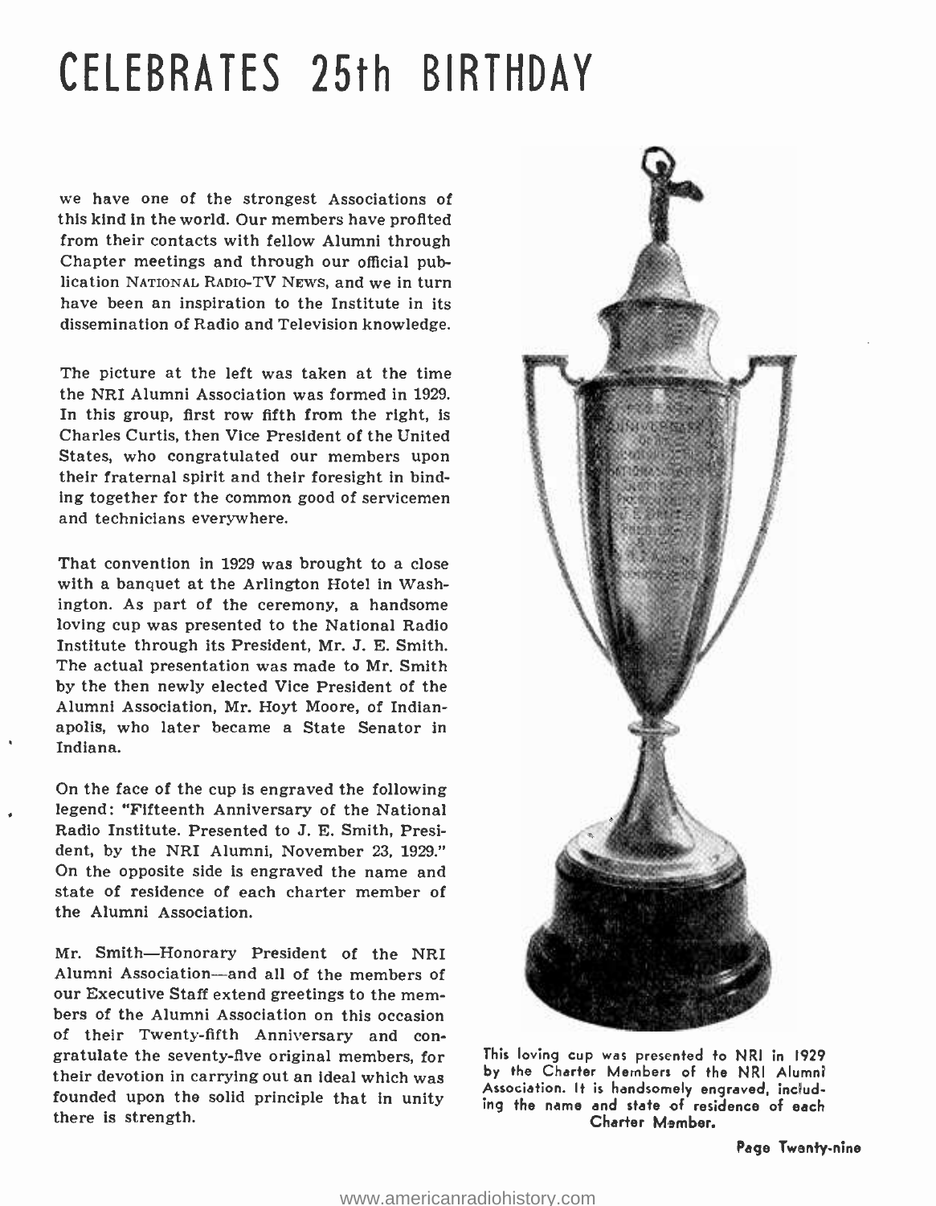# CELEBRATES 25th BIRTHDAY

we have one of the strongest Associations of this kind in the world. Our members have profited from their contacts with fellow Alumni through Chapter meetings and through our official publication NATIONAL RADIO-TV NEWS, and we in turn have been an inspiration to the Institute in its dissemination of Radio and Television knowledge.

The picture at the left was taken at the time the NRI Alumni Association was formed in 1929. In this group, first row fifth from the right, is Charles Curtis, then Vice President of the United States, who congratulated our members upon their fraternal spirit and their foresight in binding together for the common good of servicemen and technicians everywhere.

That convention in 1929 was brought to a close with a banquet at the Arlington Hotel in Washington. As part of the ceremony, a handsome loving cup was presented to the National Radio Institute through its President, Mr. J. E. Smith. The actual presentation was made to Mr. Smith by the then newly elected Vice President of the Alumni Association, Mr. Hoyt Moore, of Indianapolis, who later became a State Senator in Indiana.

On the face of the cup is engraved the following legend: "Fifteenth Anniversary of the National Radio Institute. Presented to J. E. Smith, President, by the NRI Alumni, November 23, 1929." On the opposite side is engraved the name and state of residence of each charter member of the Alumni Association.

Mr. Smith—Honorary President of the NRI Alumni Association—and all of the members of our Executive Staff extend greetings to the members of the Alumni Association on this occasion of their Twenty-fifth Anniversary and congratulate the seventy-five original members, for their devotion in carrying out an ideal which was founded upon the solid principle that in unity there is strength.

This loving cup was presented to NRI in 1929 by the Charter Members of the NRI Alumni Association. It is handsomely engraved, including the name and state of residence of each Charter Member.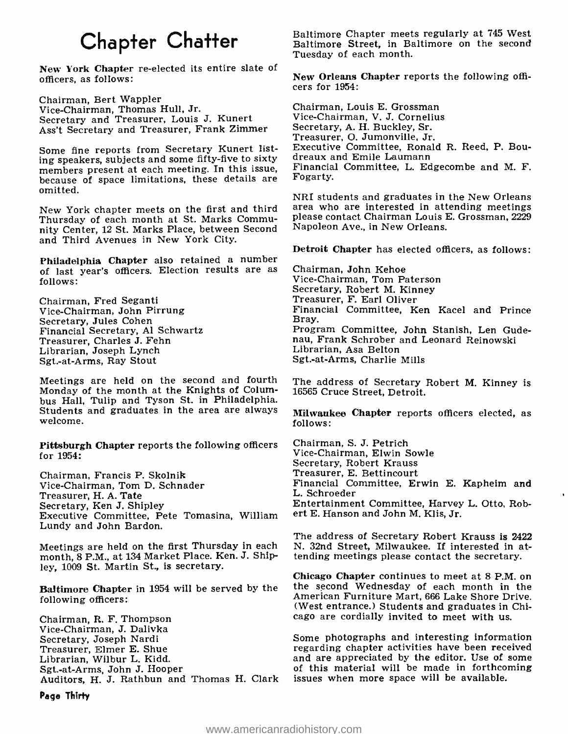# Chapter Chatter

**New York Chapter** re-elected its entire slate of officers, as follows:

Chairman, Bert Wappler
Vice-Chairman, Thomas Hull, Jr.
Secretary and Treasurer, Louis J. Kunert
Ass't Secretary and Treasurer, Frank Zimmer

Some fine reports from Secretary Kunert listing speakers, subjects and some fifty-five to sixty members present at each meeting. In this issue, because of space limitations, these details are omitted.

New York chapter meets on the first and third Thursday of each month at St. Marks Community Center, 12 St. Marks Place, between Second and Third Avenues in New York City.

**Philadelphia Chapter** also retained a number of last year's officers. Election results are as follows:

Chairman, Fred Seganti
Vice-Chairman, John Pirrung
Secretary, Jules Cohen
Financial Secretary, Al Schwartz
Treasurer, Charles J. Fehn
Librarian, Joseph Lynch
Sgt.-at-Arms, Ray Stout

Meetings are held on the second and fourth Monday of the month at the Knights of Columbus Hall, Tulip and Tyson St. in Philadelphia. Students and graduates in the area are always welcome.

**Pittsburgh Chapter** reports the following officers for 1954:

Chairman, Francis P. Skolnik
Vice-Chairman, Tom D. Schnader
Treasurer, H. A. Tate
Secretary, Ken J. Shipley
Executive Committee, Pete Tomasina, William Lundy and John Bardon.

Meetings are held on the first Thursday in each month, 8 P.M., at 134 Market Place. Ken. J. Shipley, 1009 St. Martin St., is secretary.

**Baltimore Chapter** in 1954 will be served by the following officers:

Chairman, R. F. Thompson
Vice-Chairman, J. Dalivka
Secretary, Joseph Nardi
Treasurer, Elmer E. Shue
Librarian, Wilbur L. Kidd.
Sgt.-at-Arms, John J. Hooper
Auditors, H. J. Rathbun and Thomas H. Clark

Baltimore Chapter meets regularly at 745 West Baltimore Street, in Baltimore on the second Tuesday of each month.

**New Orleans Chapter** reports the following officers for 1954:

Chairman, Louis E. Grossman
Vice-Chairman, V. J. Cornelius
Secretary, A. H. Buckley, Sr.
Treasurer, O. Jumonville, Jr.
Executive Committee, Ronald R. Reed, P. Boudreaux and Emile Laumann
Financial Committee, L. Edgecombe and M. F. Fogarty.

NRI students and graduates in the New Orleans area who are interested in attending meetings please contact Chairman Louis E. Grossman, 2229 Napoleon Ave., in New Orleans.

**Detroit Chapter** has elected officers, as follows:

Chairman, John Kehoe
Vice-Chairman, Tom Paterson
Secretary, Robert M. Kinney
Treasurer, F. Earl Oliver
Financial Committee, Ken Kacel and Prince Bray.
Program Committee, John Stanish, Len Gudenau, Frank Schrober and Leonard Reinowski
Librarian, Asa Belton
Sgt.-at-Arms, Charlie Mills

The address of Secretary Robert M. Kinney is 16565 Cruce Street, Detroit.

**Milwaukee Chapter** reports officers elected, as follows:

Chairman, S. J. Petrich
Vice-Chairman, Elwin Sowle
Secretary, Robert Krauss
Treasurer, E. Bettincourt
Financial Committee, Erwin E. Kapheim and L. Schroeder
Entertainment Committee, Harvey L. Otto, Robert E. Hanson and John M. Klis, Jr.

The address of Secretary Robert Krauss is 2422 N. 32nd Street, Milwaukee. If interested in attending meetings please contact the secretary.

**Chicago Chapter** continues to meet at 8 P.M. on the second Wednesday of each month in the American Furniture Mart, 666 Lake Shore Drive. (West entrance.) Students and graduates in Chicago are cordially invited to meet with us.

Some photographs and interesting information regarding chapter activities have been received and are appreciated by the editor. Use of some of this material will be made in forthcoming issues when more space will be available.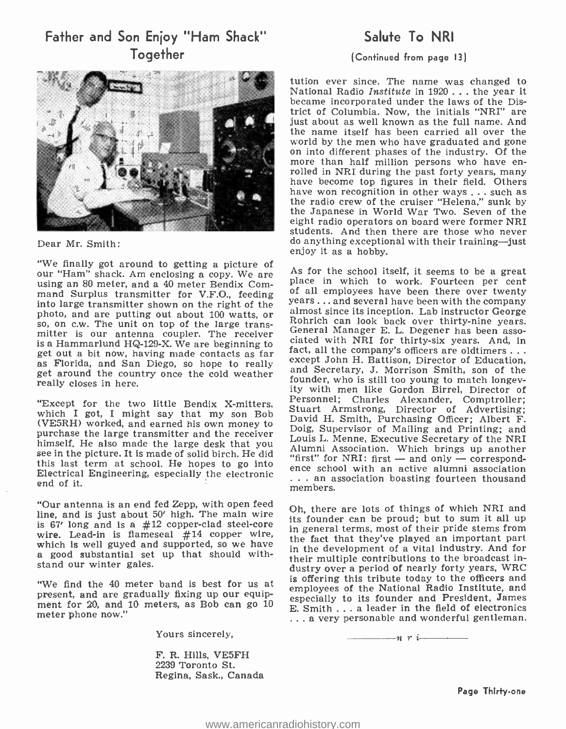## Father and Son Enjoy "Ham Shack" Together

Dear Mr. Smith:

"We finally got around to getting a picture of our "Ham" shack. Am enclosing a copy. We are using an 80 meter, and a 40 meter Bendix Command Surplus transmitter for V.F.O., feeding into large transmitter shown on the right of the photo, and are putting out about 100 watts, or so, on c.w. The unit on top of the large transmitter is our antenna coupler. The receiver is a Hammarlund HQ-129-X. We are beginning to get out a bit now, having made contacts as far as Florida, and San Diego, so hope to really get around the country once the cold weather really closes in here.

"Except for the two little Bendix X-mitters, which I got, I might say that my son Bob (VE5RH) worked, and earned his own money to purchase the large transmitter and the receiver himself. He also made the large desk that you see in the picture. It is made of solid birch. He did this last term at school. He hopes to go into Electrical Engineering, especially the electronic end of it.

"Our antenna is an end fed Zepp, with open feed line, and is just about 50′ high. The main wire is 67′ long and is a #12 copper-clad steel-core wire. Lead-in is flameseal #14 copper wire, which is well guyed and supported, so we have a good substantial set up that should withstand our winter gales.

"We find the 40 meter band is best for us at present, and are gradually fixing up our equipment for 20, and 10 meters, as Bob can go 10 meter phone now."

Yours sincerely,

F. R. Hills, VE5FH
2239 Toronto St.
Regina, Sask., Canada

## Salute To NRI

(Continued from page 13)

tution ever since. The name was changed to National Radio *Institute* in 1920 . . . the year it became incorporated under the laws of the District of Columbia. Now, the initials "NRI" are just about as well known as the full name. And the name itself has been carried all over the world by the men who have graduated and gone on into different phases of the industry. Of the more than half million persons who have enrolled in NRI during the past forty years, many have become top figures in their field. Others have won recognition in other ways . . . such as the radio crew of the cruiser "Helena," sunk by the Japanese in World War Two. Seven of the eight radio operators on board were former NRI students. And then there are those who never do anything exceptional with their training—just enjoy it as a hobby.

As for the school itself, it seems to be a great place in which to work. Fourteen per cent of all employees have been there over twenty years . . . and several have been with the company almost since its inception. Lab instructor George Rohrich can look back over thirty-nine years. General Manager E. L. Degener has been associated with NRI for thirty-six years. And, in fact, all the company's officers are oldtimers . . . except John H. Battison, Director of Education, and Secretary, J. Morrison Smith, son of the founder, who is still too young to match longevity with men like Gordon Birrel, Director of Personnel; Charles Alexander, Comptroller; Stuart Armstrong, Director of Advertising; David H. Smith, Purchasing Officer; Albert F. Doig, Supervisor of Mailing and Printing; and Louis L. Menne, Executive Secretary of the NRI Alumni Association. Which brings up another "first" for NRI: first — and only — correspondence school with an active alumni association . . . an association boasting fourteen thousand members.

Oh, there are lots of things of which NRI and its founder can be proud; but to sum it all up in general terms, most of their pride stems from the fact that they've played an important part in the development of a vital industry. And for their multiple contributions to the broadcast industry over a period of nearly forty years, WRC is offering this tribute today to the officers and employees of the National Radio Institute, and especially to its founder and President, James E. Smith . . . a leader in the field of electronics . . . a very personable and wonderful gentleman.

—n r i—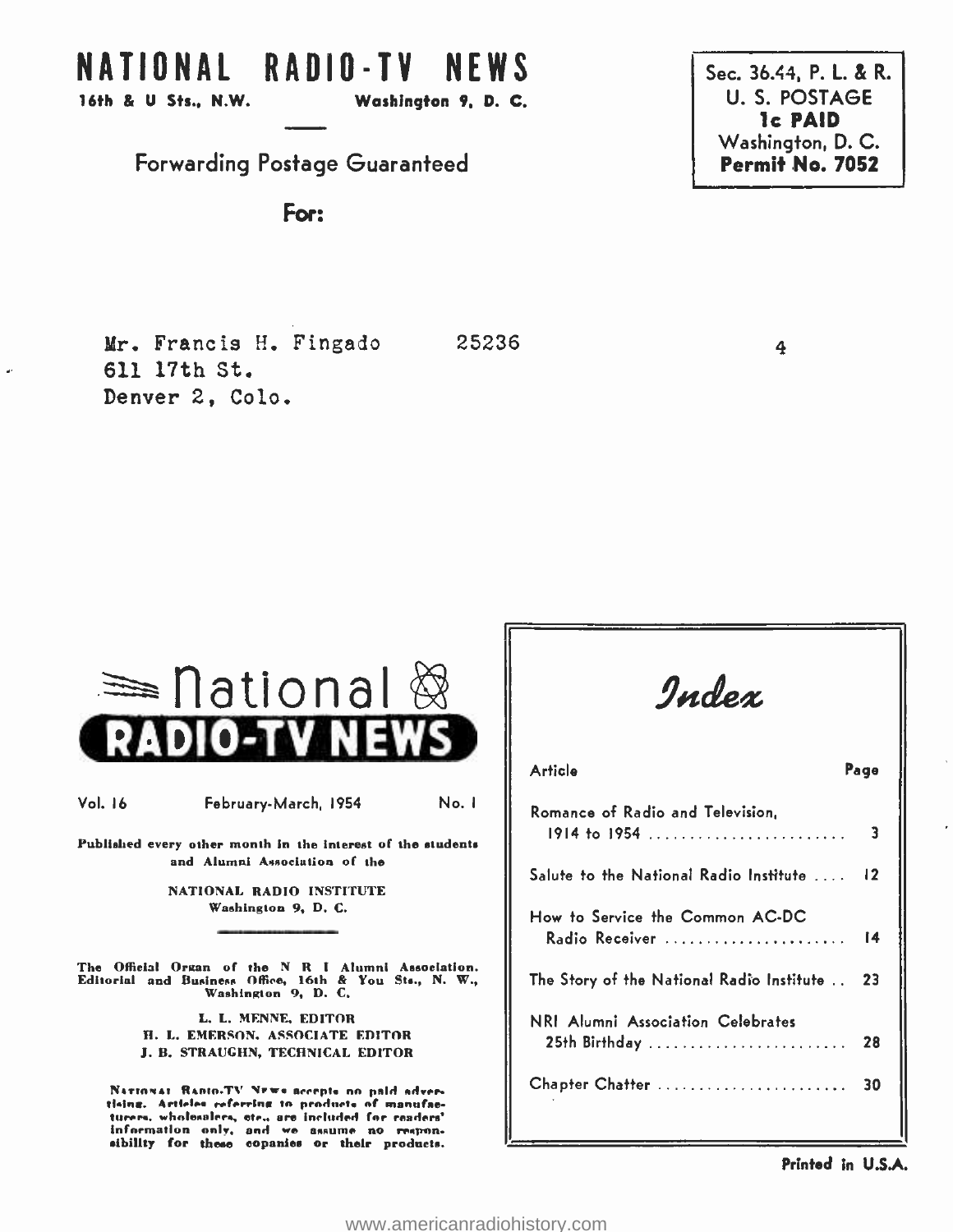# NATIONAL RADIO-TV NEWS

**16th & U Sts., N.W. Washington 9, D. C.**

Forwarding Postage Guaranteed

**For:**

Sec. 36.44, P. L. & R.
U. S. POSTAGE
**1c PAID**
Washington, D. C.
**Permit No. 7052**

Mr. Francis H. Fingado 25236
611 17th St.
Denver 2, Colo.

4

# National RADIO-TV NEWS

Vol. 16 February-March, 1954 No. 1

**Published every other month in the interest of the students and Alumni Association of the**

**NATIONAL RADIO INSTITUTE**
**Washington 9, D. C.**

**The Official Organ of the N R I Alumni Association. Editorial and Business Office, 16th & You Sts., N. W., Washington 9, D. C.**

**L. L. MENNE, EDITOR**
**H. L. EMERSON, ASSOCIATE EDITOR**
**J. B. STRAUGHN, TECHNICAL EDITOR**

**NATIONAL RADIO-TV NEWS accepts no paid advertising. Articles referring to products of manufacturers, wholesalers, etc., are included for readers' information only, and we assume no responsibility for these copanies or their products.**

## *Index*

| Article | Page |
|---|---|
| Romance of Radio and Television, 1914 to 1954 | 3 |
| Salute to the National Radio Institute | 12 |
| How to Service the Common AC-DC Radio Receiver | 14 |
| The Story of the National Radio Institute | 23 |
| NRI Alumni Association Celebrates 25th Birthday | 28 |
| Chapter Chatter | 30 |

**Printed in U.S.A.**